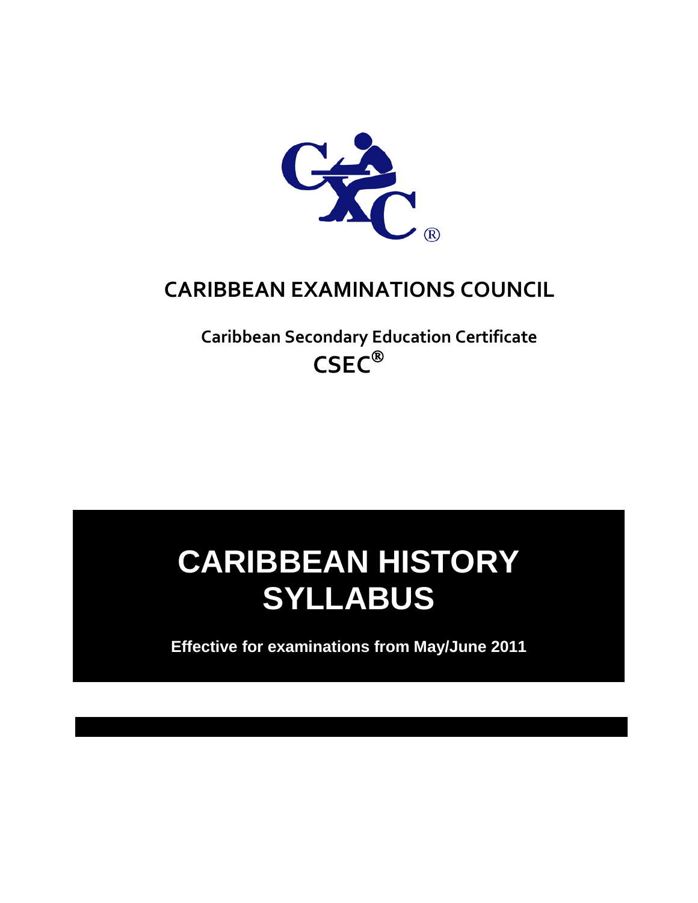# CARIBBEAN EXAMINATIONS COUNCIL

**Caribbean Secondary Education Certificate**
**CSEC®**

# CARIBBEAN HISTORY SYLLABUS

**Effective for examinations from May/June 2011**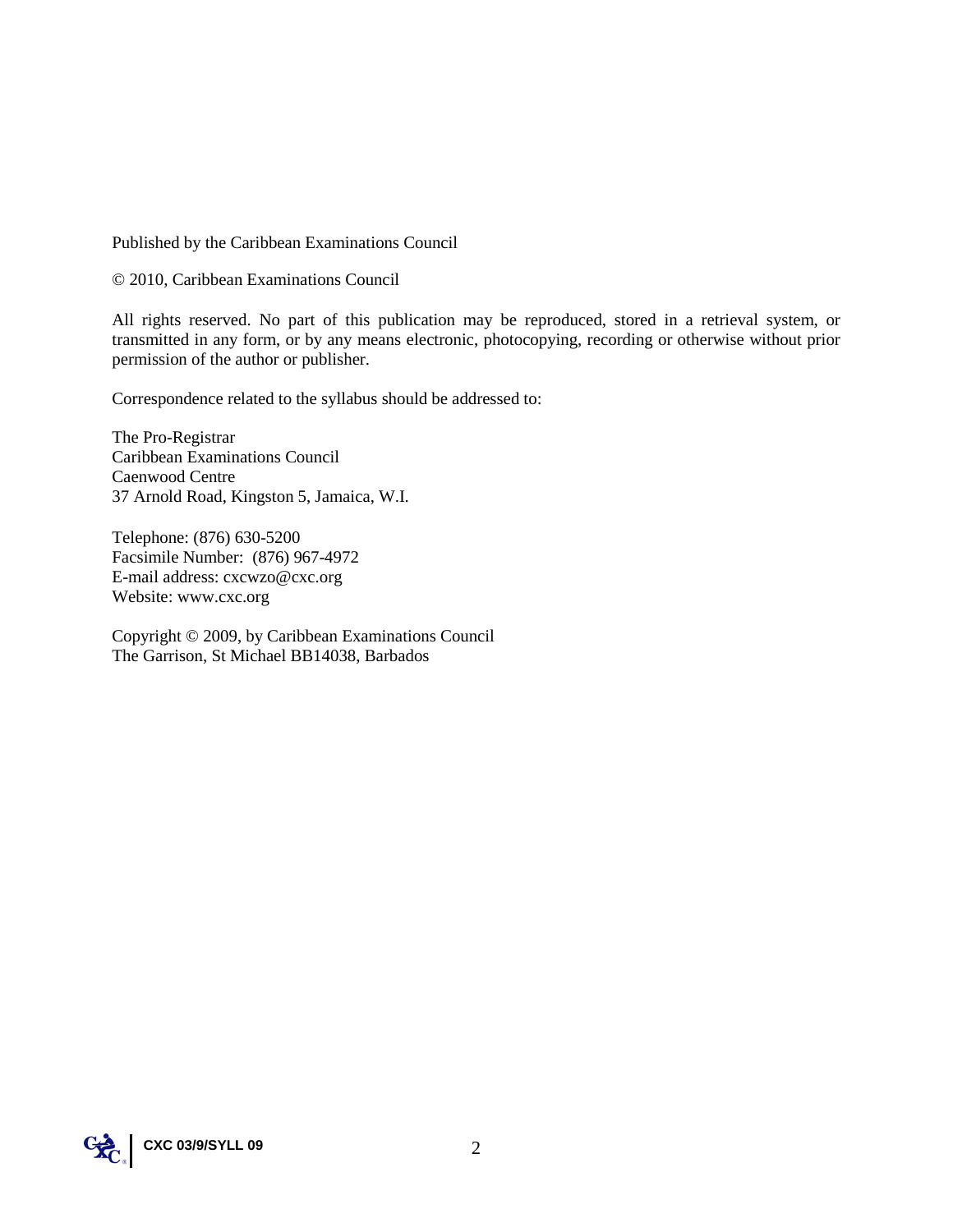Published by the Caribbean Examinations Council

© 2010, Caribbean Examinations Council

All rights reserved. No part of this publication may be reproduced, stored in a retrieval system, or transmitted in any form, or by any means electronic, photocopying, recording or otherwise without prior permission of the author or publisher.

Correspondence related to the syllabus should be addressed to:

The Pro-Registrar
Caribbean Examinations Council
Caenwood Centre
37 Arnold Road, Kingston 5, Jamaica, W.I.

Telephone: (876) 630-5200
Facsimile Number: (876) 967-4972
E-mail address: cxcwzo@cxc.org
Website: www.cxc.org

Copyright © 2009, by Caribbean Examinations Council
The Garrison, St Michael BB14038, Barbados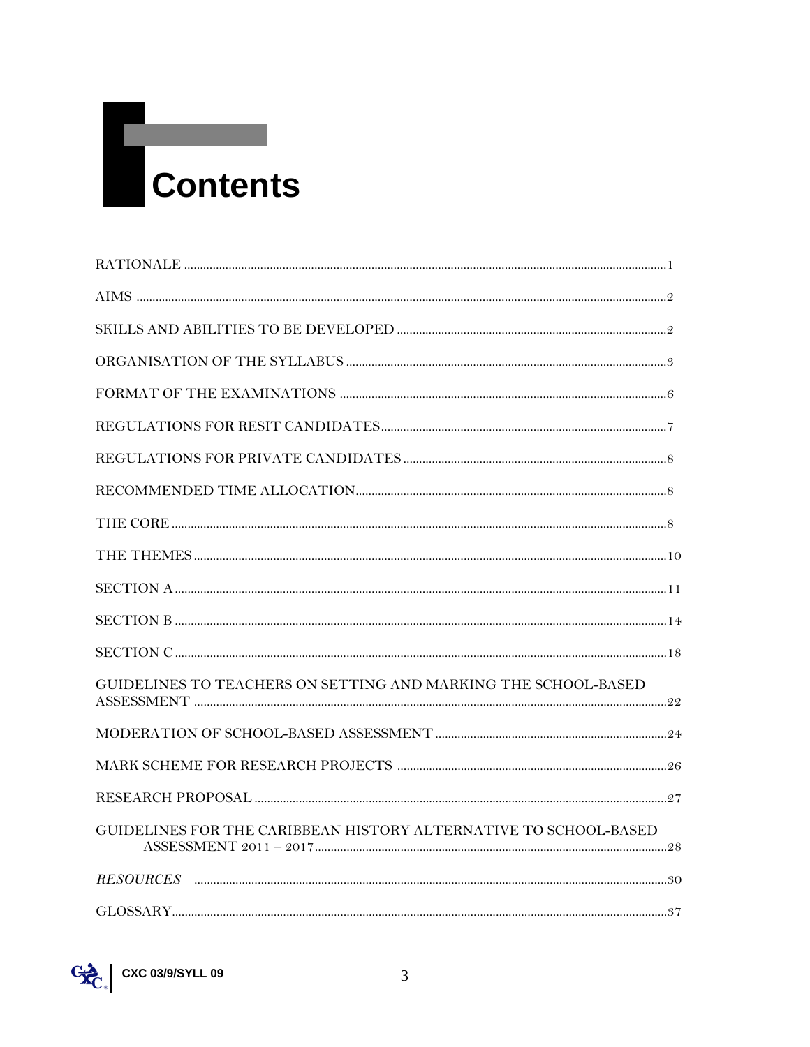# Contents

RATIONALE ..... 1

AIMS ..... 2

SKILLS AND ABILITIES TO BE DEVELOPED ..... 2

ORGANISATION OF THE SYLLABUS ..... 3

FORMAT OF THE EXAMINATIONS ..... 6

REGULATIONS FOR RESIT CANDIDATES ..... 7

REGULATIONS FOR PRIVATE CANDIDATES ..... 8

RECOMMENDED TIME ALLOCATION ..... 8

THE CORE ..... 8

THE THEMES ..... 10

SECTION A ..... 11

SECTION B ..... 14

SECTION C ..... 18

GUIDELINES TO TEACHERS ON SETTING AND MARKING THE SCHOOL-BASED ASSESSMENT ..... 22

MODERATION OF SCHOOL-BASED ASSESSMENT ..... 24

MARK SCHEME FOR RESEARCH PROJECTS ..... 26

RESEARCH PROPOSAL ..... 27

GUIDELINES FOR THE CARIBBEAN HISTORY ALTERNATIVE TO SCHOOL-BASED ASSESSMENT 2011 – 2017 ..... 28

*RESOURCES* ..... 30

GLOSSARY ..... 37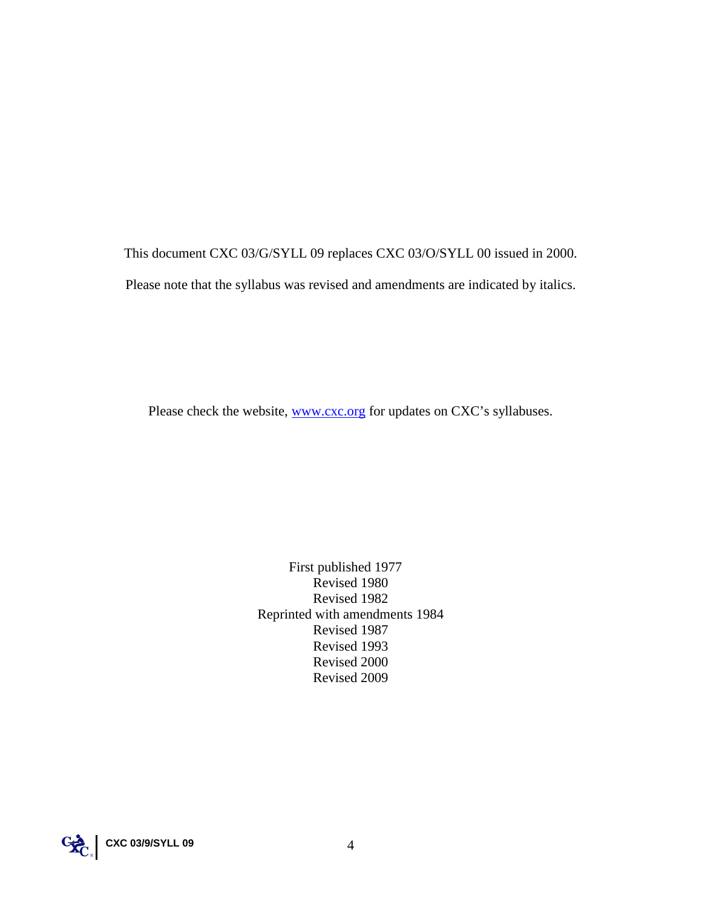This document CXC 03/G/SYLL 09 replaces CXC 03/O/SYLL 00 issued in 2000.

Please note that the syllabus was revised and amendments are indicated by italics.

Please check the website, [www.cxc.org](http://www.cxc.org) for updates on CXC's syllabuses.

First published 1977
Revised 1980
Revised 1982
Reprinted with amendments 1984
Revised 1987
Revised 1993
Revised 2000
Revised 2009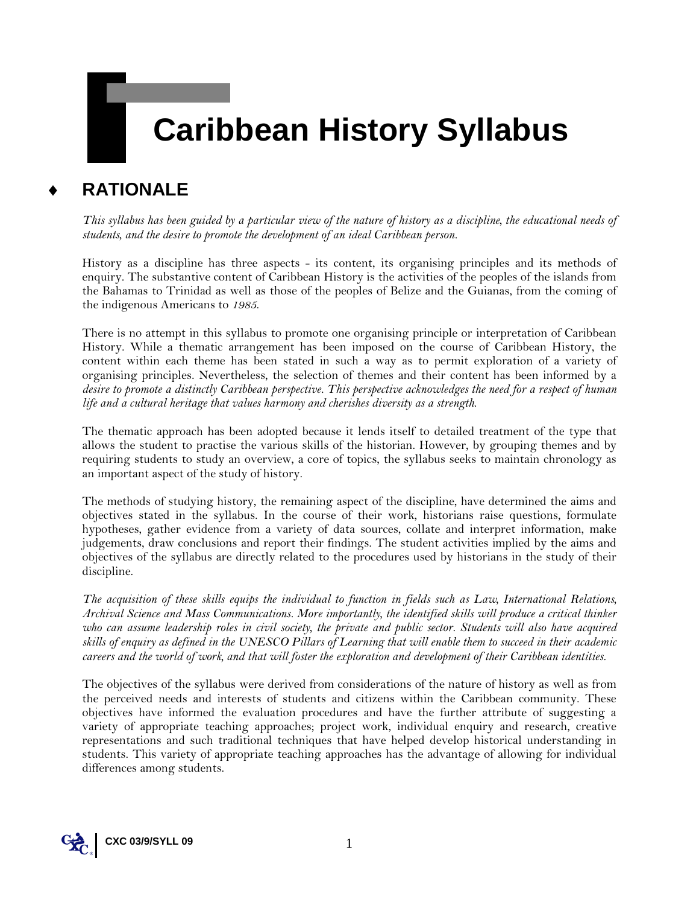# Caribbean History Syllabus

## ♦ RATIONALE

*This syllabus has been guided by a particular view of the nature of history as a discipline, the educational needs of students, and the desire to promote the development of an ideal Caribbean person.*

History as a discipline has three aspects - its content, its organising principles and its methods of enquiry. The substantive content of Caribbean History is the activities of the peoples of the islands from the Bahamas to Trinidad as well as those of the peoples of Belize and the Guianas, from the coming of the indigenous Americans to *1985*.

There is no attempt in this syllabus to promote one organising principle or interpretation of Caribbean History. While a thematic arrangement has been imposed on the course of Caribbean History, the content within each theme has been stated in such a way as to permit exploration of a variety of organising principles. Nevertheless, the selection of themes and their content has been informed by a *desire to promote a distinctly Caribbean perspective. This perspective acknowledges the need for a respect of human life and a cultural heritage that values harmony and cherishes diversity as a strength.*

The thematic approach has been adopted because it lends itself to detailed treatment of the type that allows the student to practise the various skills of the historian. However, by grouping themes and by requiring students to study an overview, a core of topics, the syllabus seeks to maintain chronology as an important aspect of the study of history.

The methods of studying history, the remaining aspect of the discipline, have determined the aims and objectives stated in the syllabus. In the course of their work, historians raise questions, formulate hypotheses, gather evidence from a variety of data sources, collate and interpret information, make judgements, draw conclusions and report their findings. The student activities implied by the aims and objectives of the syllabus are directly related to the procedures used by historians in the study of their discipline.

*The acquisition of these skills equips the individual to function in fields such as Law, International Relations, Archival Science and Mass Communications. More importantly, the identified skills will produce a critical thinker who can assume leadership roles in civil society, the private and public sector. Students will also have acquired skills of enquiry as defined in the UNESCO Pillars of Learning that will enable them to succeed in their academic careers and the world of work, and that will foster the exploration and development of their Caribbean identities.*

The objectives of the syllabus were derived from considerations of the nature of history as well as from the perceived needs and interests of students and citizens within the Caribbean community. These objectives have informed the evaluation procedures and have the further attribute of suggesting a variety of appropriate teaching approaches; project work, individual enquiry and research, creative representations and such traditional techniques that have helped develop historical understanding in students. This variety of appropriate teaching approaches has the advantage of allowing for individual differences among students.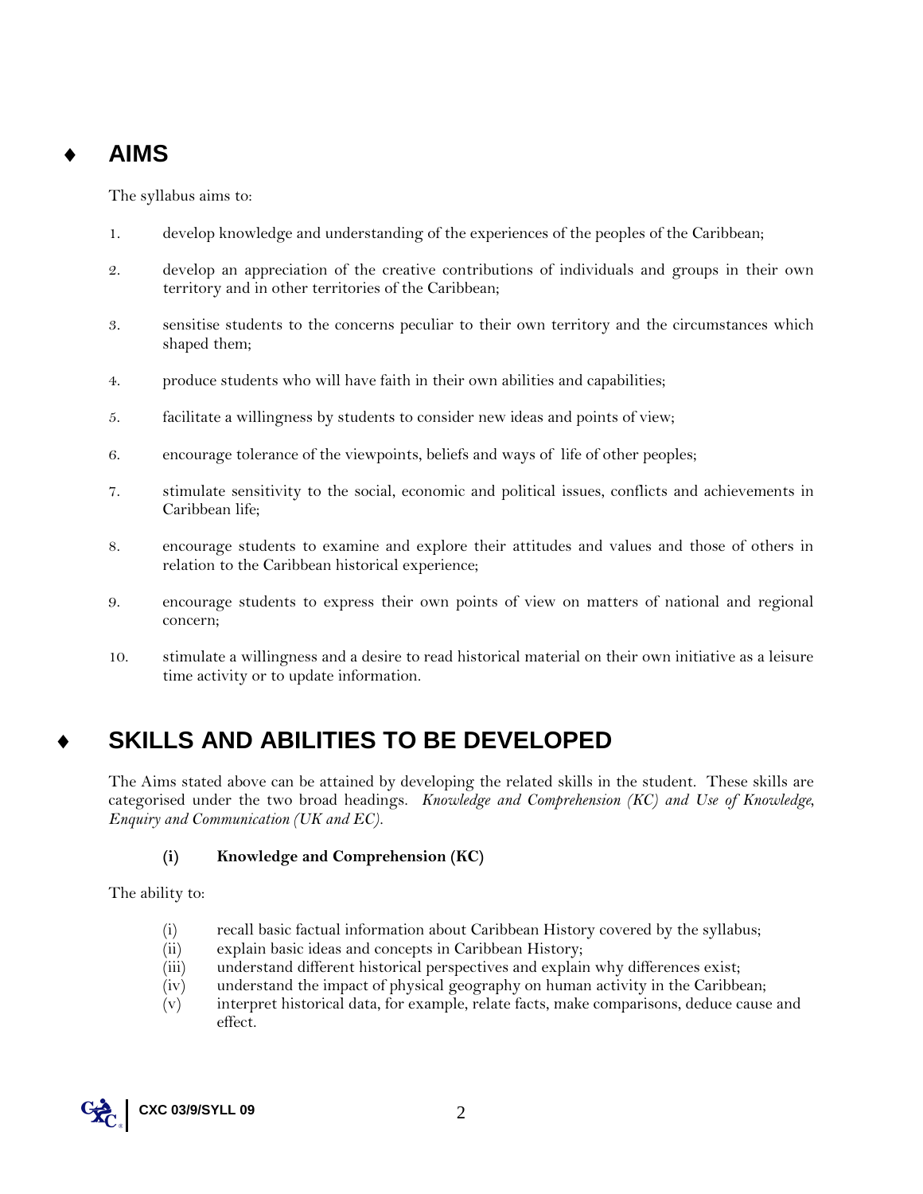## ♦ AIMS

The syllabus aims to:

1. develop knowledge and understanding of the experiences of the peoples of the Caribbean;

2. develop an appreciation of the creative contributions of individuals and groups in their own territory and in other territories of the Caribbean;

3. sensitise students to the concerns peculiar to their own territory and the circumstances which shaped them;

4. produce students who will have faith in their own abilities and capabilities;

5. facilitate a willingness by students to consider new ideas and points of view;

6. encourage tolerance of the viewpoints, beliefs and ways of life of other peoples;

7. stimulate sensitivity to the social, economic and political issues, conflicts and achievements in Caribbean life;

8. encourage students to examine and explore their attitudes and values and those of others in relation to the Caribbean historical experience;

9. encourage students to express their own points of view on matters of national and regional concern;

10. stimulate a willingness and a desire to read historical material on their own initiative as a leisure time activity or to update information.

## ♦ SKILLS AND ABILITIES TO BE DEVELOPED

The Aims stated above can be attained by developing the related skills in the student. These skills are categorised under the two broad headings. *Knowledge and Comprehension (KC) and Use of Knowledge, Enquiry and Communication (UK and EC).*

**(i) Knowledge and Comprehension (KC)**

The ability to:

(i) recall basic factual information about Caribbean History covered by the syllabus;
(ii) explain basic ideas and concepts in Caribbean History;
(iii) understand different historical perspectives and explain why differences exist;
(iv) understand the impact of physical geography on human activity in the Caribbean;
(v) interpret historical data, for example, relate facts, make comparisons, deduce cause and effect.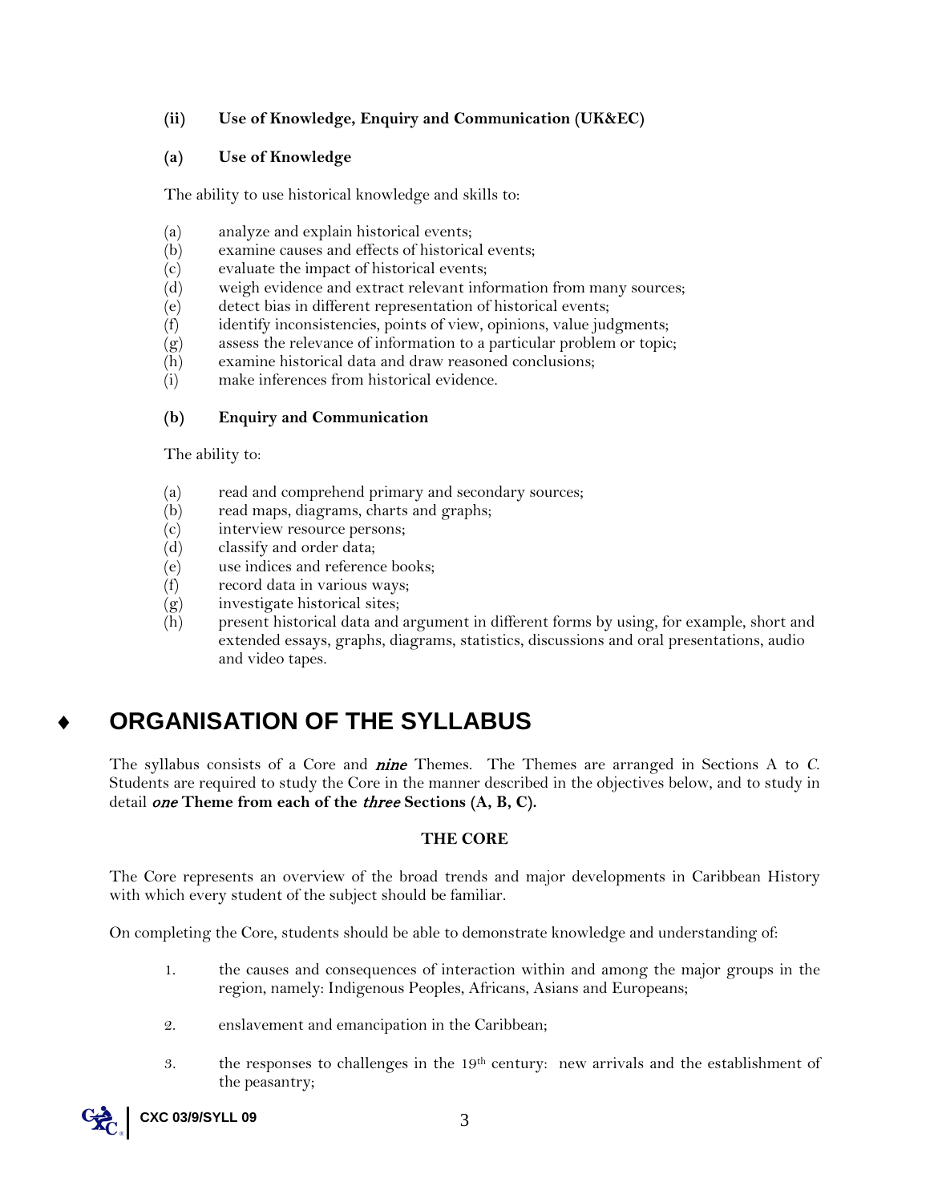**(ii) Use of Knowledge, Enquiry and Communication (UK&EC)**

**(a) Use of Knowledge**

The ability to use historical knowledge and skills to:

(a) analyze and explain historical events;
(b) examine causes and effects of historical events;
(c) evaluate the impact of historical events;
(d) weigh evidence and extract relevant information from many sources;
(e) detect bias in different representation of historical events;
(f) identify inconsistencies, points of view, opinions, value judgments;
(g) assess the relevance of information to a particular problem or topic;
(h) examine historical data and draw reasoned conclusions;
(i) make inferences from historical evidence.

**(b) Enquiry and Communication**

The ability to:

(a) read and comprehend primary and secondary sources;
(b) read maps, diagrams, charts and graphs;
(c) interview resource persons;
(d) classify and order data;
(e) use indices and reference books;
(f) record data in various ways;
(g) investigate historical sites;
(h) present historical data and argument in different forms by using, for example, short and extended essays, graphs, diagrams, statistics, discussions and oral presentations, audio and video tapes.

# ♦ ORGANISATION OF THE SYLLABUS

The syllabus consists of a Core and ***nine*** Themes. The Themes are arranged in Sections A to C. Students are required to study the Core in the manner described in the objectives below, and to study in detail ***one*** **Theme from each of the** ***three*** **Sections (A, B, C).**

**THE CORE**

The Core represents an overview of the broad trends and major developments in Caribbean History with which every student of the subject should be familiar.

On completing the Core, students should be able to demonstrate knowledge and understanding of:

1. the causes and consequences of interaction within and among the major groups in the region, namely: Indigenous Peoples, Africans, Asians and Europeans;

2. enslavement and emancipation in the Caribbean;

3. the responses to challenges in the 19th century: new arrivals and the establishment of the peasantry;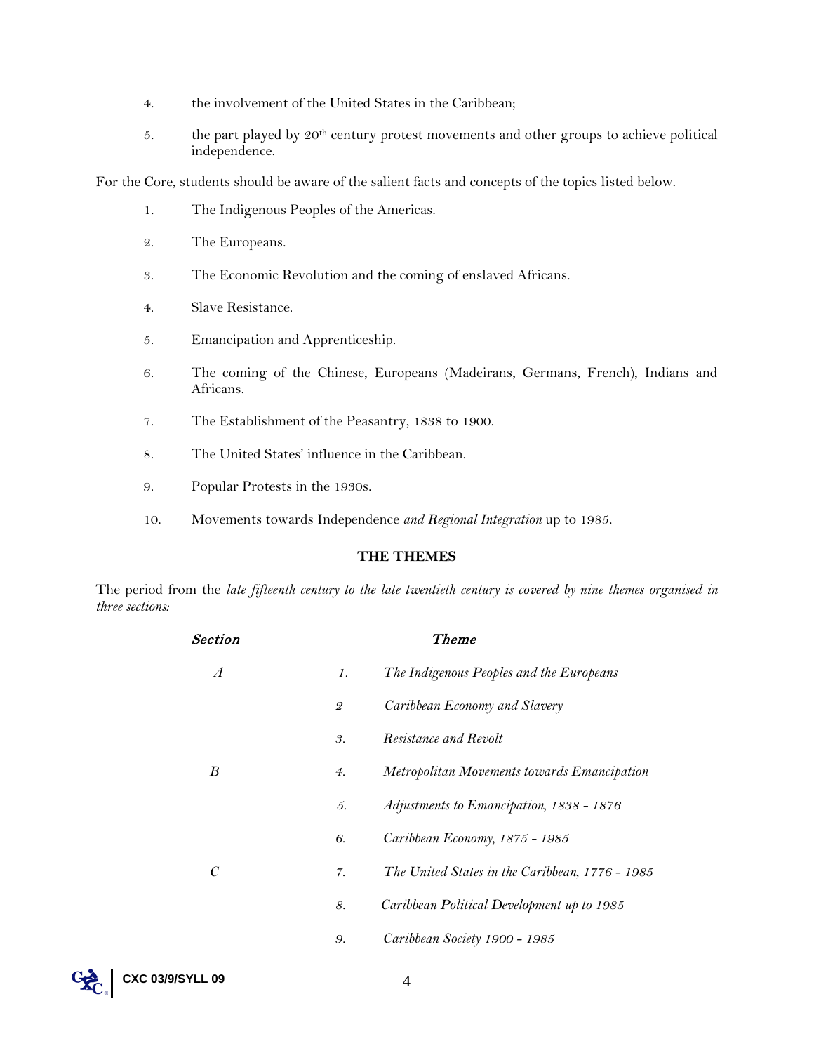4. the involvement of the United States in the Caribbean;

5. the part played by 20th century protest movements and other groups to achieve political independence.

For the Core, students should be aware of the salient facts and concepts of the topics listed below.

1. The Indigenous Peoples of the Americas.

2. The Europeans.

3. The Economic Revolution and the coming of enslaved Africans.

4. Slave Resistance.

5. Emancipation and Apprenticeship.

6. The coming of the Chinese, Europeans (Madeirans, Germans, French), Indians and Africans.

7. The Establishment of the Peasantry, 1838 to 1900.

8. The United States' influence in the Caribbean.

9. Popular Protests in the 1930s.

10. Movements towards Independence *and Regional Integration* up to 1985.

**THE THEMES**

The period from the *late fifteenth century to the late twentieth century is covered by nine themes organised in three sections:*

| *Section* | | *Theme* |
|---|---|---|
| *A* | *1.* | *The Indigenous Peoples and the Europeans* |
| | *2* | *Caribbean Economy and Slavery* |
| | *3.* | *Resistance and Revolt* |
| *B* | *4.* | *Metropolitan Movements towards Emancipation* |
| | *5.* | *Adjustments to Emancipation, 1838 - 1876* |
| | *6.* | *Caribbean Economy, 1875 - 1985* |
| *C* | *7.* | *The United States in the Caribbean, 1776 - 1985* |
| | *8.* | *Caribbean Political Development up to 1985* |
| | *9.* | *Caribbean Society 1900 - 1985* |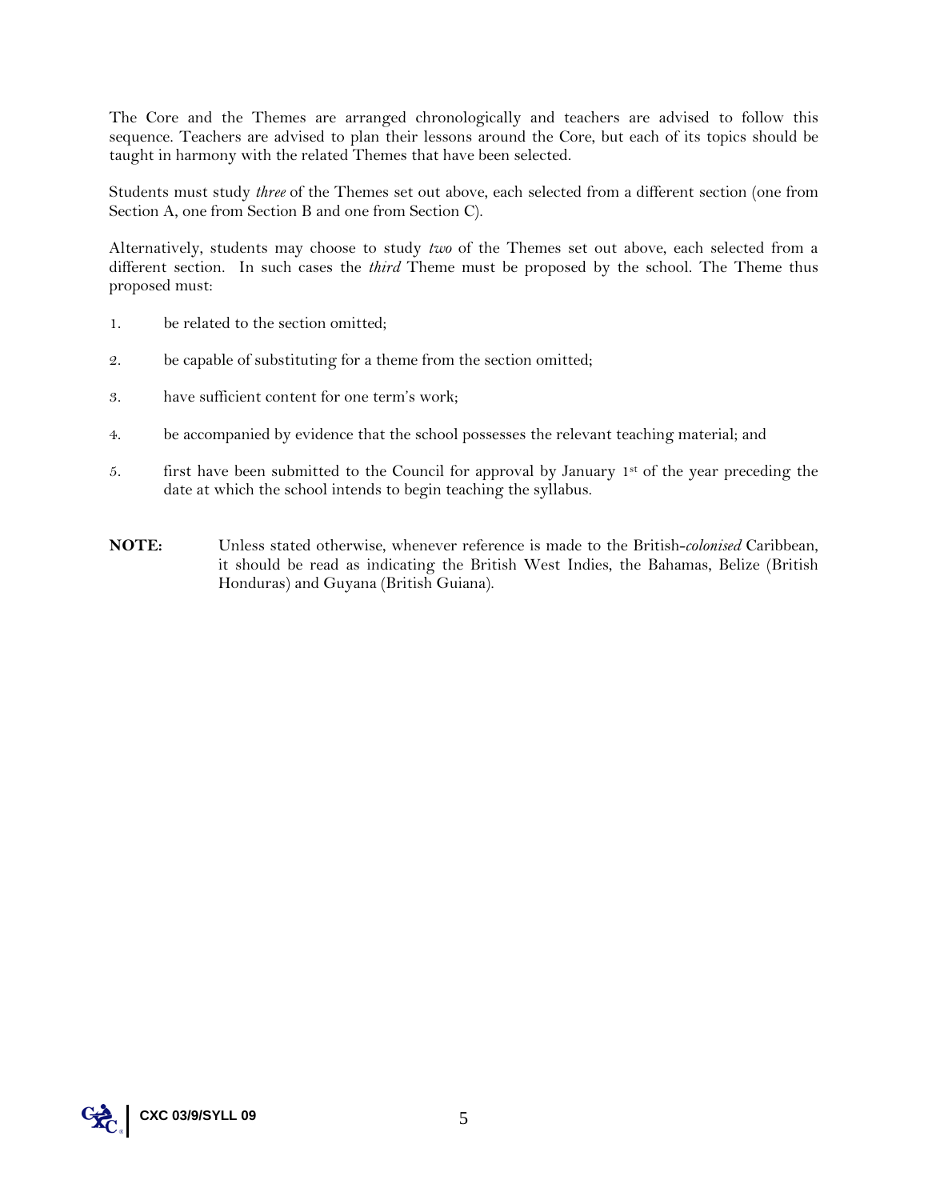The Core and the Themes are arranged chronologically and teachers are advised to follow this sequence. Teachers are advised to plan their lessons around the Core, but each of its topics should be taught in harmony with the related Themes that have been selected.

Students must study *three* of the Themes set out above, each selected from a different section (one from Section A, one from Section B and one from Section C).

Alternatively, students may choose to study *two* of the Themes set out above, each selected from a different section. In such cases the *third* Theme must be proposed by the school. The Theme thus proposed must:

1. be related to the section omitted;
2. be capable of substituting for a theme from the section omitted;
3. have sufficient content for one term's work;
4. be accompanied by evidence that the school possesses the relevant teaching material; and
5. first have been submitted to the Council for approval by January 1st of the year preceding the date at which the school intends to begin teaching the syllabus.

**NOTE:** Unless stated otherwise, whenever reference is made to the British-*colonised* Caribbean, it should be read as indicating the British West Indies, the Bahamas, Belize (British Honduras) and Guyana (British Guiana).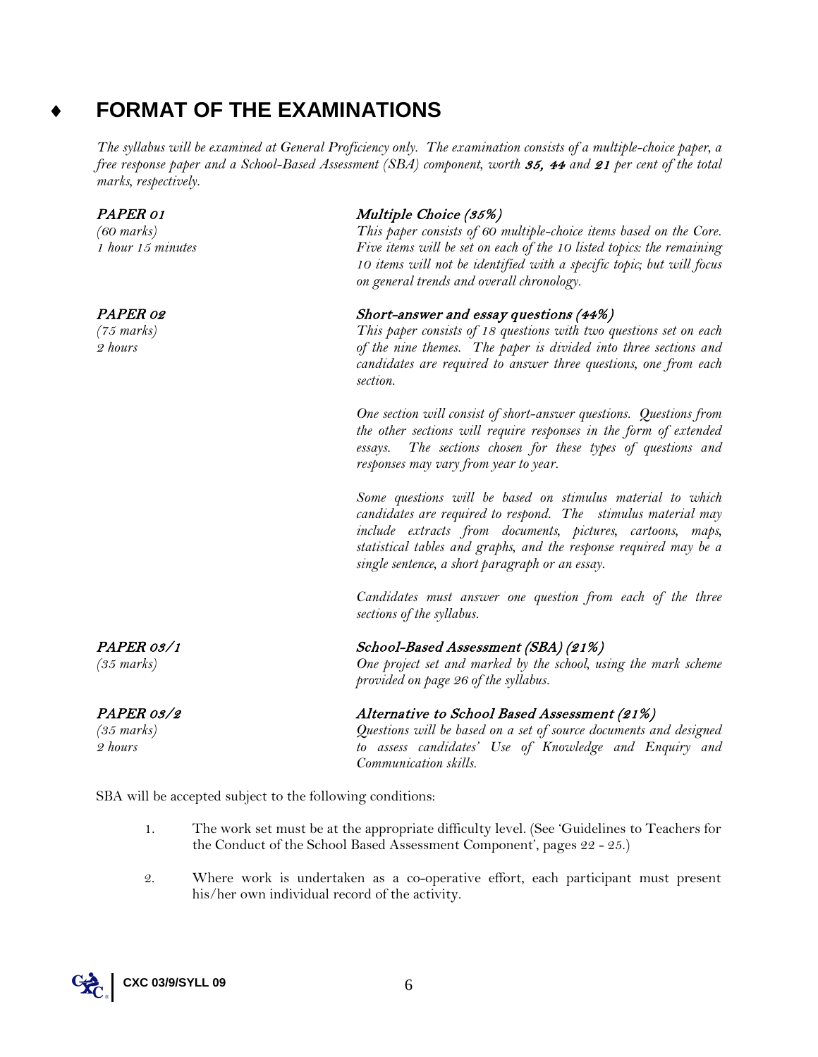# ♦ FORMAT OF THE EXAMINATIONS

*The syllabus will be examined at General Proficiency only. The examination consists of a multiple-choice paper, a free response paper and a School-Based Assessment (SBA) component, worth **35, 44** and **21** per cent of the total marks, respectively.*

***PAPER 01*** — ***Multiple Choice (35%)***
*(60 marks)*
*1 hour 15 minutes*

*This paper consists of 60 multiple-choice items based on the Core. Five items will be set on each of the 10 listed topics: the remaining 10 items will not be identified with a specific topic; but will focus on general trends and overall chronology.*

***PAPER 02*** — ***Short-answer and essay questions (44%)***
*(75 marks)*
*2 hours*

*This paper consists of 18 questions with two questions set on each of the nine themes. The paper is divided into three sections and candidates are required to answer three questions, one from each section.*

*One section will consist of short-answer questions. Questions from the other sections will require responses in the form of extended essays. The sections chosen for these types of questions and responses may vary from year to year.*

*Some questions will be based on stimulus material to which candidates are required to respond. The stimulus material may include extracts from documents, pictures, cartoons, maps, statistical tables and graphs, and the response required may be a single sentence, a short paragraph or an essay.*

*Candidates must answer one question from each of the three sections of the syllabus.*

***PAPER 03/1*** — ***School-Based Assessment (SBA) (21%)***
*(35 marks)*

*One project set and marked by the school, using the mark scheme provided on page 26 of the syllabus.*

***PAPER 03/2*** — ***Alternative to School Based Assessment (21%)***
*(35 marks)*
*2 hours*

*Questions will be based on a set of source documents and designed to assess candidates' Use of Knowledge and Enquiry and Communication skills.*

SBA will be accepted subject to the following conditions:

1. The work set must be at the appropriate difficulty level. (See 'Guidelines to Teachers for the Conduct of the School Based Assessment Component', pages 22 - 25.)

2. Where work is undertaken as a co-operative effort, each participant must present his/her own individual record of the activity.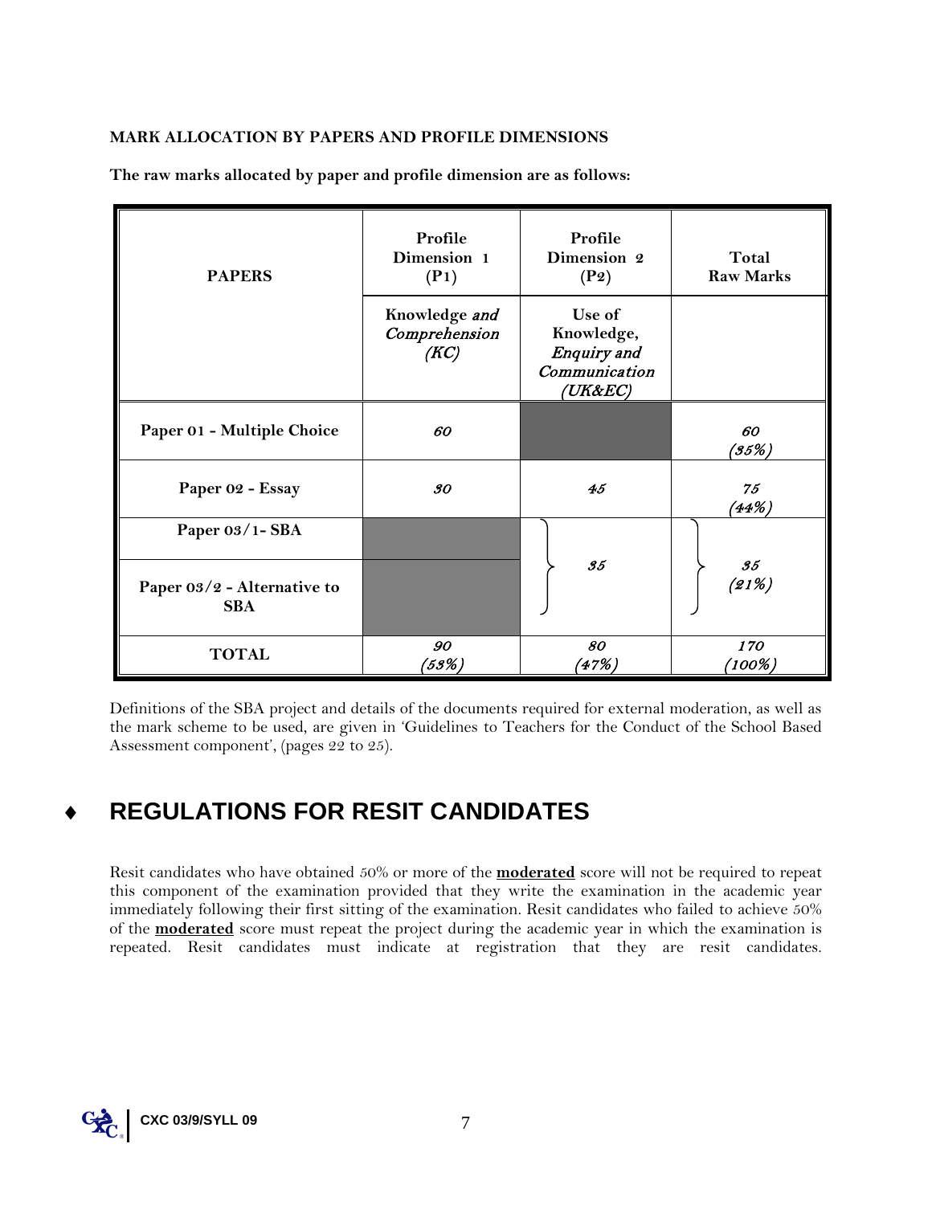**MARK ALLOCATION BY PAPERS AND PROFILE DIMENSIONS**

**The raw marks allocated by paper and profile dimension are as follows:**

| PAPERS | Profile Dimension 1 (P1) | Profile Dimension 2 (P2) | Total Raw Marks |
|---|---|---|---|
| | Knowledge *and Comprehension (KC)* | Use of Knowledge, *Enquiry and Communication (UK&EC)* | |
| Paper 01 - Multiple Choice | 60 | | 60 (35%) |
| Paper 02 - Essay | 30 | 45 | 75 (44%) |
| Paper 03/1- SBA | | 35 | 35 (21%) |
| Paper 03/2 - Alternative to SBA | | | |
| TOTAL | 90 (53%) | 80 (47%) | 170 (100%) |

Definitions of the SBA project and details of the documents required for external moderation, as well as the mark scheme to be used, are given in 'Guidelines to Teachers for the Conduct of the School Based Assessment component', (pages 22 to 25).

## ♦ REGULATIONS FOR RESIT CANDIDATES

Resit candidates who have obtained 50% or more of the **moderated** score will not be required to repeat this component of the examination provided that they write the examination in the academic year immediately following their first sitting of the examination. Resit candidates who failed to achieve 50% of the **moderated** score must repeat the project during the academic year in which the examination is repeated. Resit candidates must indicate at registration that they are resit candidates.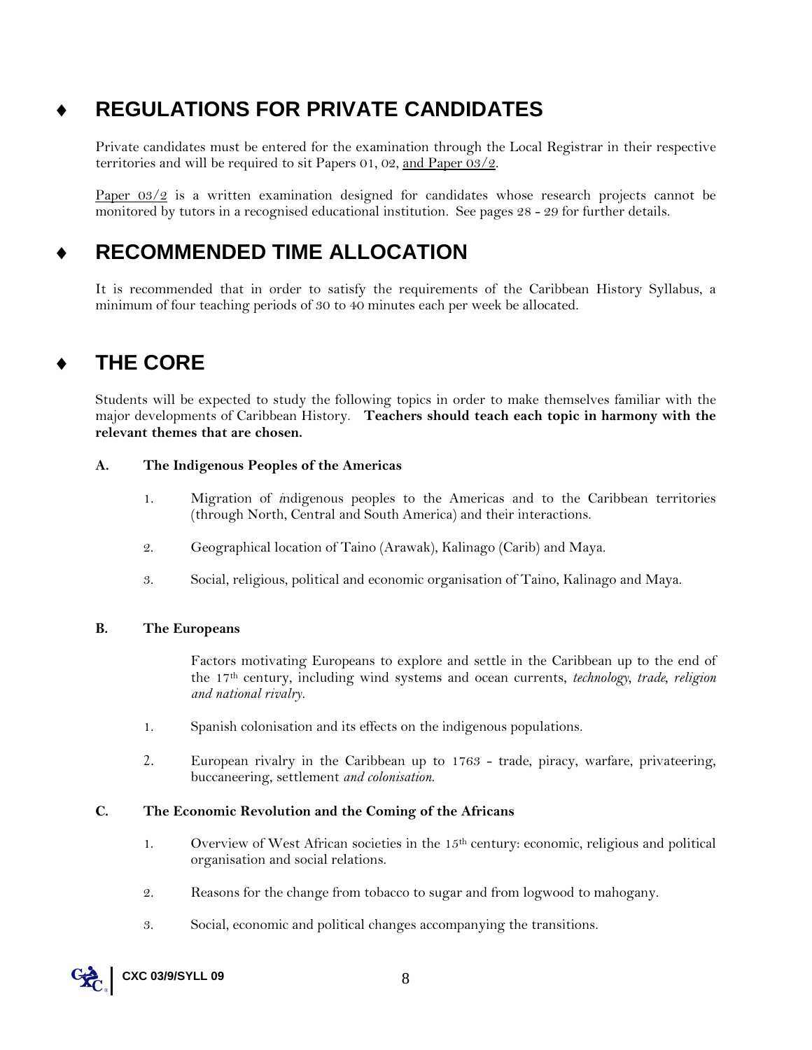## ♦ REGULATIONS FOR PRIVATE CANDIDATES

Private candidates must be entered for the examination through the Local Registrar in their respective territories and will be required to sit Papers 01, 02, and Paper 03/2.

Paper 03/2 is a written examination designed for candidates whose research projects cannot be monitored by tutors in a recognised educational institution. See pages 28 - 29 for further details.

## ♦ RECOMMENDED TIME ALLOCATION

It is recommended that in order to satisfy the requirements of the Caribbean History Syllabus, a minimum of four teaching periods of 30 to 40 minutes each per week be allocated.

## ♦ THE CORE

Students will be expected to study the following topics in order to make themselves familiar with the major developments of Caribbean History. **Teachers should teach each topic in harmony with the relevant themes that are chosen.**

**A. The Indigenous Peoples of the Americas**

1. Migration of *i*ndigenous peoples to the Americas and to the Caribbean territories (through North, Central and South America) and their interactions.
2. Geographical location of Taino (Arawak), Kalinago (Carib) and Maya.
3. Social, religious, political and economic organisation of Taino, Kalinago and Maya.

**B. The Europeans**

Factors motivating Europeans to explore and settle in the Caribbean up to the end of the 17th century, including wind systems and ocean currents, *technology, trade, religion and national rivalry.*

1. Spanish colonisation and its effects on the indigenous populations.
2. European rivalry in the Caribbean up to 1763 - trade, piracy, warfare, privateering, buccaneering, settlement *and colonisation.*

**C. The Economic Revolution and the Coming of the Africans**

1. Overview of West African societies in the 15th century: economic, religious and political organisation and social relations.
2. Reasons for the change from tobacco to sugar and from logwood to mahogany.
3. Social, economic and political changes accompanying the transitions.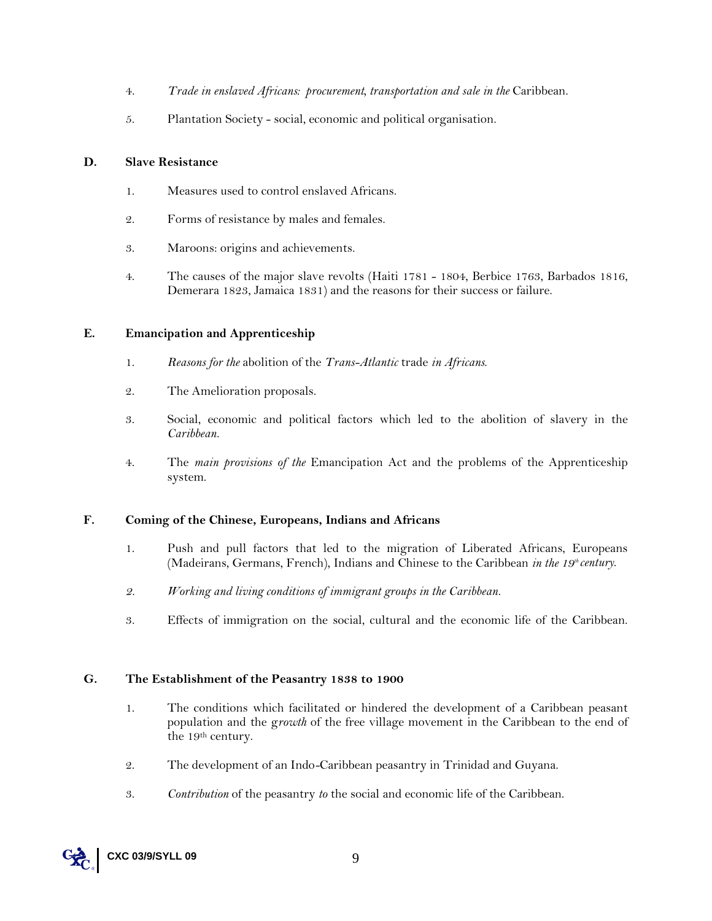4. *Trade in enslaved Africans: procurement, transportation and sale in the* Caribbean.

5. Plantation Society - social, economic and political organisation.

**D. Slave Resistance**

1. Measures used to control enslaved Africans.

2. Forms of resistance by males and females.

3. Maroons: origins and achievements.

4. The causes of the major slave revolts (Haiti 1781 - 1804, Berbice 1763, Barbados 1816, Demerara 1823, Jamaica 1831) and the reasons for their success or failure.

**E. Emancipation and Apprenticeship**

1. *Reasons for the* abolition of the *Trans-Atlantic* trade *in Africans.*

2. The Amelioration proposals.

3. Social, economic and political factors which led to the abolition of slavery in the *Caribbean.*

4. The *main provisions of the* Emancipation Act and the problems of the Apprenticeship system.

**F. Coming of the Chinese, Europeans, Indians and Africans**

1. Push and pull factors that led to the migration of Liberated Africans, Europeans (Madeirans, Germans, French), Indians and Chinese to the Caribbean *in the 19th century.*

2. *Working and living conditions of immigrant groups in the Caribbean.*

3. Effects of immigration on the social, cultural and the economic life of the Caribbean.

**G. The Establishment of the Peasantry 1838 to 1900**

1. The conditions which facilitated or hindered the development of a Caribbean peasant population and the g*rowth* of the free village movement in the Caribbean to the end of the 19th century.

2. The development of an Indo-Caribbean peasantry in Trinidad and Guyana.

3. *Contribution* of the peasantry *to* the social and economic life of the Caribbean.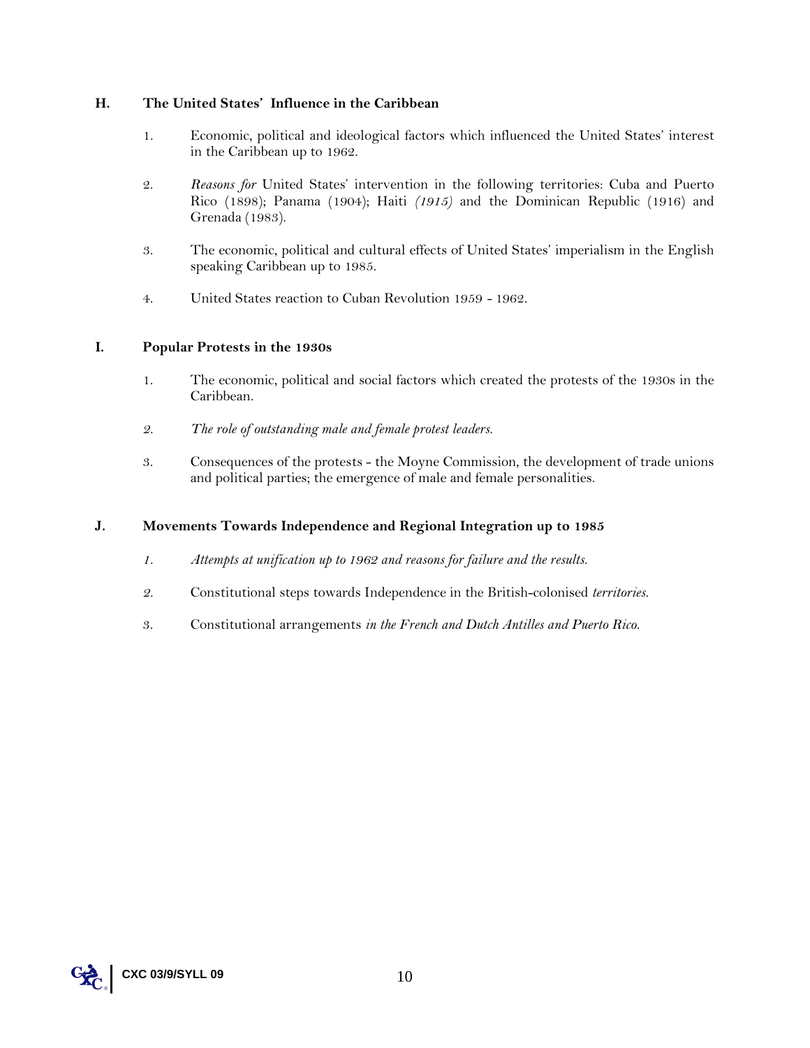### H. The United States' Influence in the Caribbean

1. Economic, political and ideological factors which influenced the United States' interest in the Caribbean up to 1962.

2. *Reasons for* United States' intervention in the following territories: Cuba and Puerto Rico (1898); Panama (1904); Haiti *(1915)* and the Dominican Republic (1916) and Grenada (1983).

3. The economic, political and cultural effects of United States' imperialism in the English speaking Caribbean up to 1985.

4. United States reaction to Cuban Revolution 1959 - 1962.

### I. Popular Protests in the 1930s

1. The economic, political and social factors which created the protests of the 1930s in the Caribbean.

2. *The role of outstanding male and female protest leaders.*

3. Consequences of the protests - the Moyne Commission, the development of trade unions and political parties; the emergence of male and female personalities.

### J. Movements Towards Independence and Regional Integration up to 1985

1. *Attempts at unification up to 1962 and reasons for failure and the results.*

2. Constitutional steps towards Independence in the British-colonised *territories.*

3. Constitutional arrangements *in the French and Dutch Antilles and Puerto Rico.*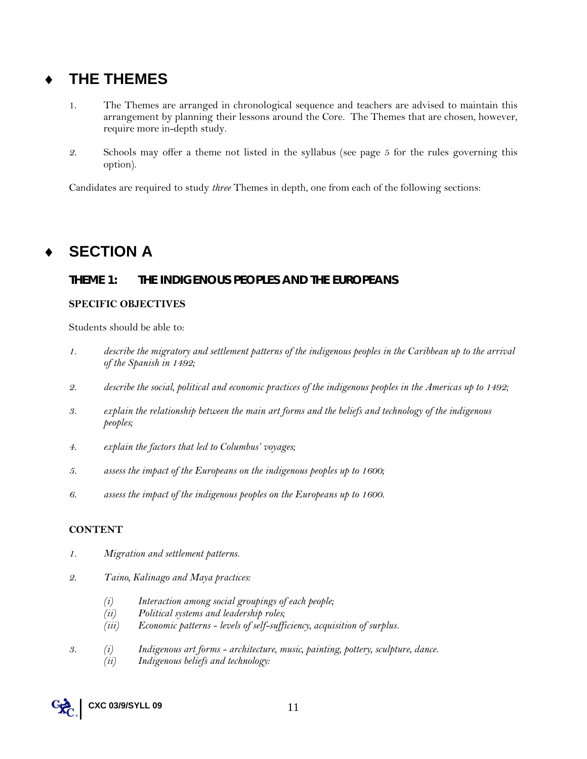# ♦ THE THEMES

1. The Themes are arranged in chronological sequence and teachers are advised to maintain this arrangement by planning their lessons around the Core. The Themes that are chosen, however, require more in-depth study.

2. Schools may offer a theme not listed in the syllabus (see page 5 for the rules governing this option).

Candidates are required to study *three* Themes in depth, one from each of the following sections:

# ♦ SECTION A

## THEME 1: THE INDIGENOUS PEOPLES AND THE EUROPEANS

### SPECIFIC OBJECTIVES

Students should be able to:

1. *describe the migratory and settlement patterns of the indigenous peoples in the Caribbean up to the arrival of the Spanish in 1492;*

2. *describe the social, political and economic practices of the indigenous peoples in the Americas up to 1492;*

3. *explain the relationship between the main art forms and the beliefs and technology of the indigenous peoples;*

4. *explain the factors that led to Columbus' voyages;*

5. *assess the impact of the Europeans on the indigenous peoples up to 1600;*

6. *assess the impact of the indigenous peoples on the Europeans up to 1600.*

### CONTENT

1. *Migration and settlement patterns.*

2. *Taino, Kalinago and Maya practices:*

   *(i) Interaction among social groupings of each people;*
   *(ii) Political systems and leadership roles;*
   *(iii) Economic patterns - levels of self-sufficiency, acquisition of surplus.*

3. *(i) Indigenous art forms - architecture, music, painting, pottery, sculpture, dance.*
   *(ii) Indigenous beliefs and technology:*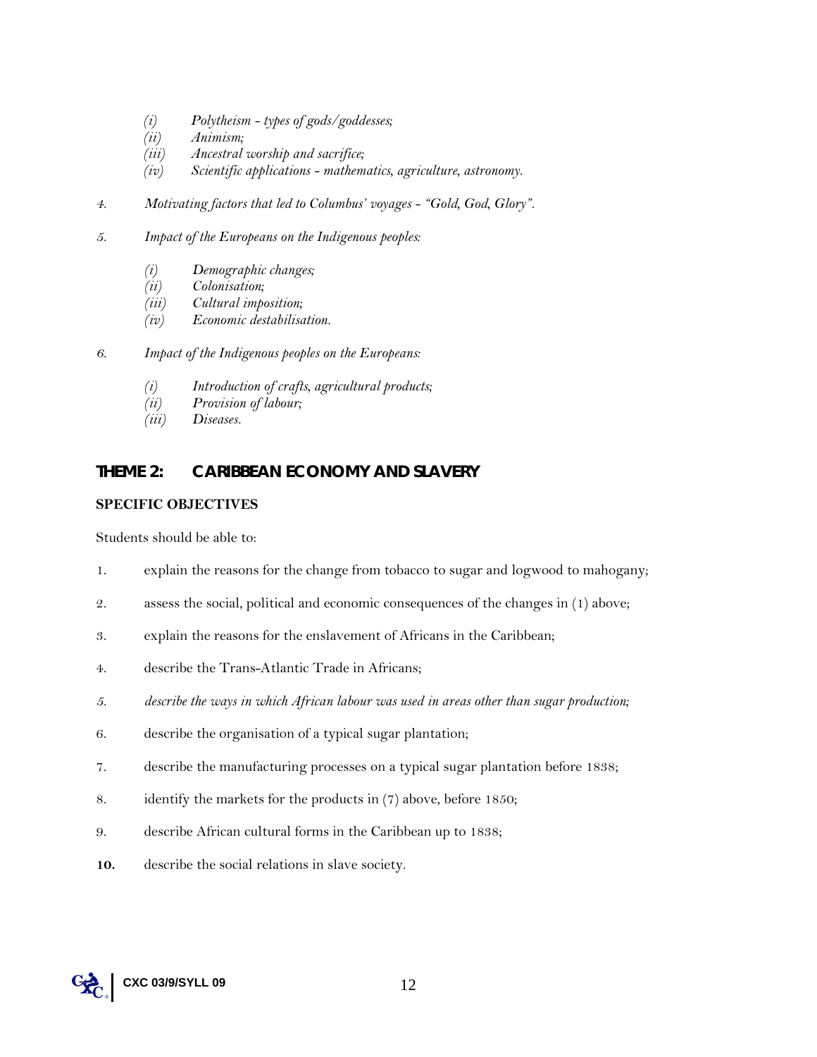- *(i) Polytheism - types of gods/goddesses;*
   - *(ii) Animism;*
   - *(iii) Ancestral worship and sacrifice;*
   - *(iv) Scientific applications - mathematics, agriculture, astronomy.*

*4. Motivating factors that led to Columbus' voyages - "Gold, God, Glory".*

*5. Impact of the Europeans on the Indigenous peoples:*

   - *(i) Demographic changes;*
   - *(ii) Colonisation;*
   - *(iii) Cultural imposition;*
   - *(iv) Economic destabilisation.*

*6. Impact of the Indigenous peoples on the Europeans:*

   - *(i) Introduction of crafts, agricultural products;*
   - *(ii) Provision of labour;*
   - *(iii) Diseases.*

## THEME 2: CARIBBEAN ECONOMY AND SLAVERY

### SPECIFIC OBJECTIVES

Students should be able to:

1. explain the reasons for the change from tobacco to sugar and logwood to mahogany;
2. assess the social, political and economic consequences of the changes in (1) above;
3. explain the reasons for the enslavement of Africans in the Caribbean;
4. describe the Trans-Atlantic Trade in Africans;
5. *describe the ways in which African labour was used in areas other than sugar production;*
6. describe the organisation of a typical sugar plantation;
7. describe the manufacturing processes on a typical sugar plantation before 1838;
8. identify the markets for the products in (7) above, before 1850;
9. describe African cultural forms in the Caribbean up to 1838;
10. describe the social relations in slave society.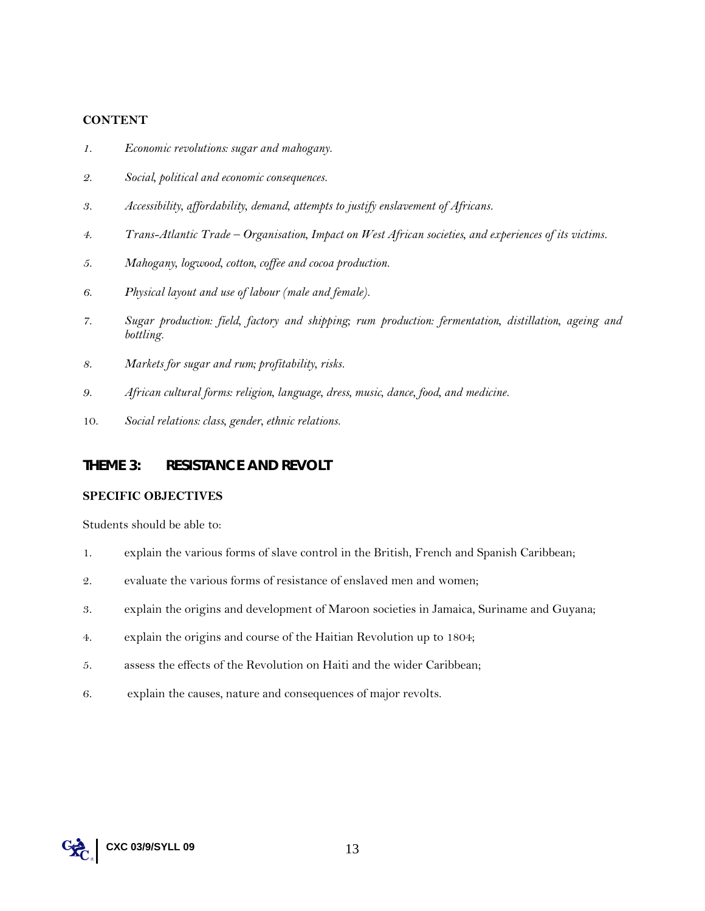**CONTENT**

1. *Economic revolutions: sugar and mahogany.*

2. *Social, political and economic consequences.*

3. *Accessibility, affordability, demand, attempts to justify enslavement of Africans.*

4. *Trans-Atlantic Trade – Organisation, Impact on West African societies, and experiences of its victims.*

5. *Mahogany, logwood, cotton, coffee and cocoa production.*

6. *Physical layout and use of labour (male and female).*

7. *Sugar production: field, factory and shipping; rum production: fermentation, distillation, ageing and bottling.*

8. *Markets for sugar and rum; profitability, risks.*

9. *African cultural forms: religion, language, dress, music, dance, food, and medicine.*

10. *Social relations: class, gender, ethnic relations.*

## THEME 3: RESISTANCE AND REVOLT

**SPECIFIC OBJECTIVES**

Students should be able to:

1. explain the various forms of slave control in the British, French and Spanish Caribbean;

2. evaluate the various forms of resistance of enslaved men and women;

3. explain the origins and development of Maroon societies in Jamaica, Suriname and Guyana;

4. explain the origins and course of the Haitian Revolution up to 1804;

5. assess the effects of the Revolution on Haiti and the wider Caribbean;

6. explain the causes, nature and consequences of major revolts.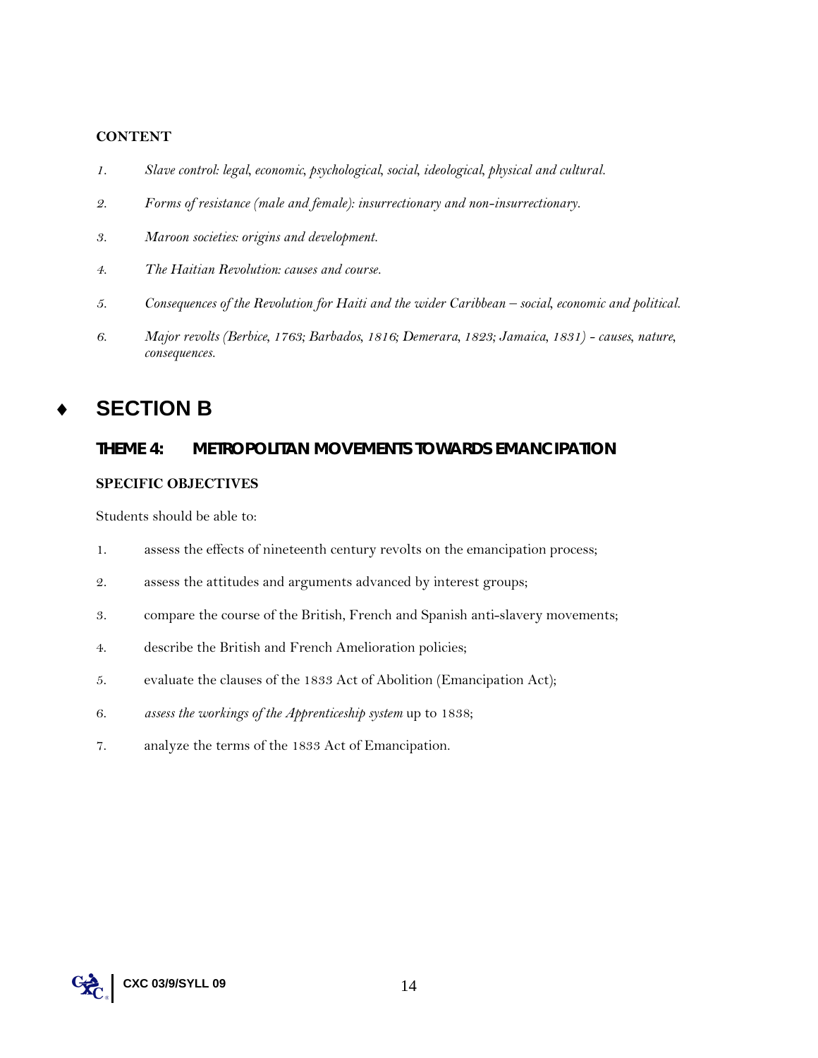**CONTENT**

1. *Slave control: legal, economic, psychological, social, ideological, physical and cultural.*

2. *Forms of resistance (male and female): insurrectionary and non-insurrectionary.*

3. *Maroon societies: origins and development.*

4. *The Haitian Revolution: causes and course.*

5. *Consequences of the Revolution for Haiti and the wider Caribbean – social, economic and political.*

6. *Major revolts (Berbice, 1763; Barbados, 1816; Demerara, 1823; Jamaica, 1831) - causes, nature, consequences.*

# ♦ SECTION B

## THEME 4: METROPOLITAN MOVEMENTS TOWARDS EMANCIPATION

**SPECIFIC OBJECTIVES**

Students should be able to:

1. assess the effects of nineteenth century revolts on the emancipation process;

2. assess the attitudes and arguments advanced by interest groups;

3. compare the course of the British, French and Spanish anti-slavery movements;

4. describe the British and French Amelioration policies;

5. evaluate the clauses of the 1833 Act of Abolition (Emancipation Act);

6. *assess the workings of the Apprenticeship system* up to 1838;

7. analyze the terms of the 1833 Act of Emancipation.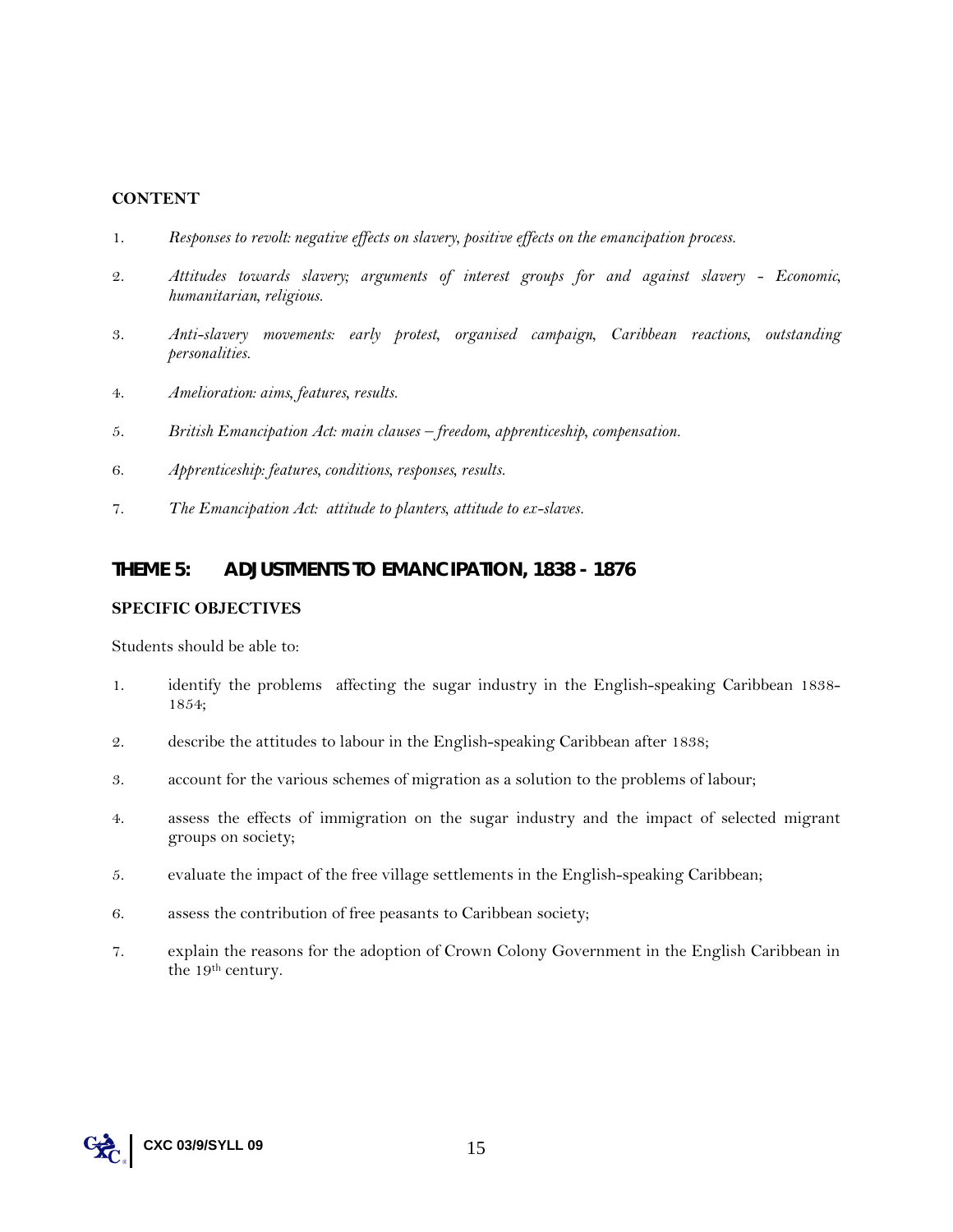**CONTENT**

1. *Responses to revolt: negative effects on slavery, positive effects on the emancipation process.*

2. *Attitudes towards slavery; arguments of interest groups for and against slavery - Economic, humanitarian, religious.*

3. *Anti-slavery movements: early protest, organised campaign, Caribbean reactions, outstanding personalities.*

4. *Amelioration: aims, features, results.*

5. *British Emancipation Act: main clauses – freedom, apprenticeship, compensation.*

6. *Apprenticeship: features, conditions, responses, results.*

7. *The Emancipation Act: attitude to planters, attitude to ex-slaves.*

## THEME 5: ADJUSTMENTS TO EMANCIPATION, 1838 - 1876

**SPECIFIC OBJECTIVES**

Students should be able to:

1. identify the problems affecting the sugar industry in the English-speaking Caribbean 1838-1854;

2. describe the attitudes to labour in the English-speaking Caribbean after 1838;

3. account for the various schemes of migration as a solution to the problems of labour;

4. assess the effects of immigration on the sugar industry and the impact of selected migrant groups on society;

5. evaluate the impact of the free village settlements in the English-speaking Caribbean;

6. assess the contribution of free peasants to Caribbean society;

7. explain the reasons for the adoption of Crown Colony Government in the English Caribbean in the 19th century.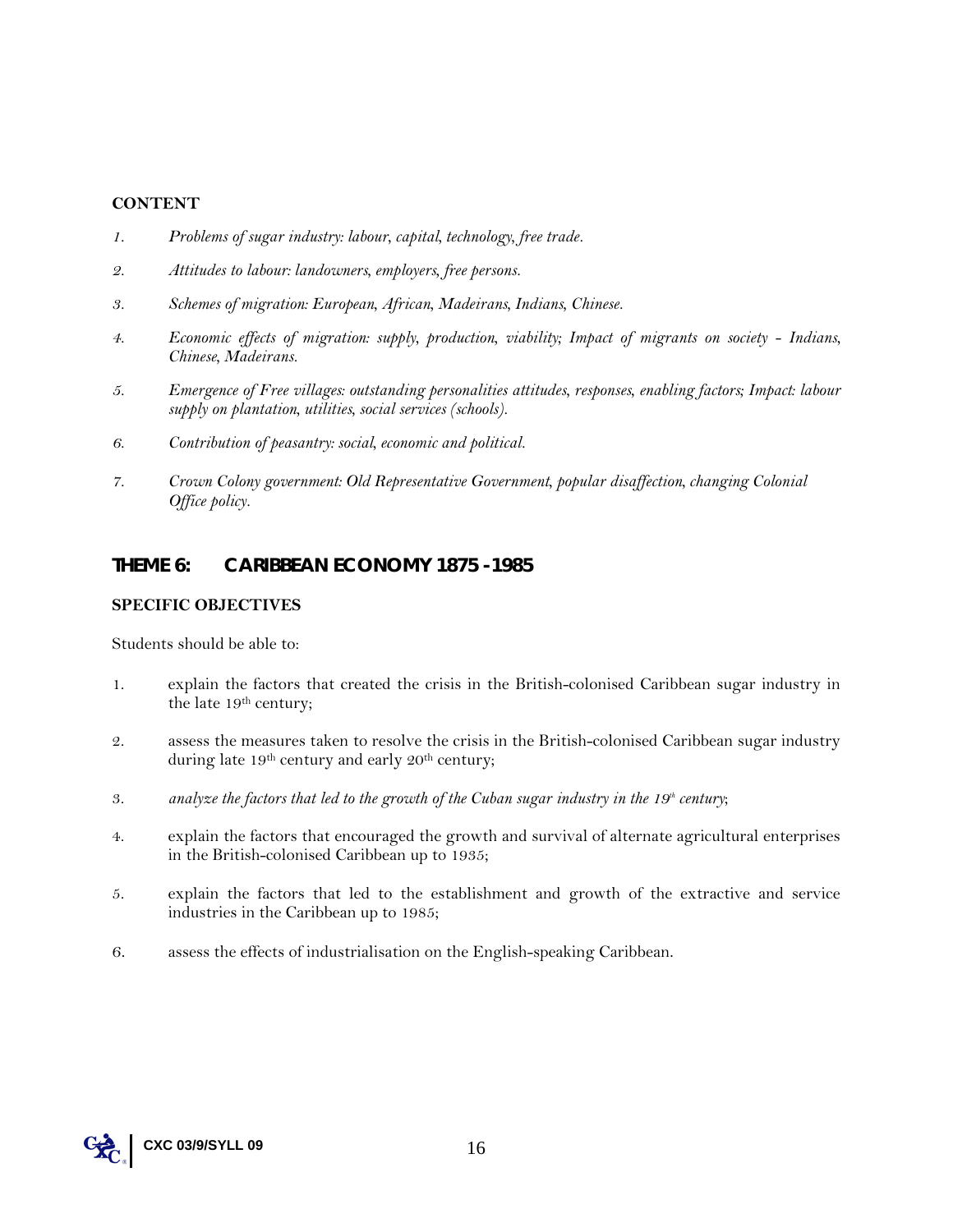**CONTENT**

1. *Problems of sugar industry: labour, capital, technology, free trade.*

2. *Attitudes to labour: landowners, employers, free persons.*

3. *Schemes of migration: European, African, Madeirans, Indians, Chinese.*

4. *Economic effects of migration: supply, production, viability; Impact of migrants on society - Indians, Chinese, Madeirans.*

5. *Emergence of Free villages: outstanding personalities attitudes, responses, enabling factors; Impact: labour supply on plantation, utilities, social services (schools).*

6. *Contribution of peasantry: social, economic and political.*

7. *Crown Colony government: Old Representative Government, popular disaffection, changing Colonial Office policy.*

## THEME 6: CARIBBEAN ECONOMY 1875 -1985

**SPECIFIC OBJECTIVES**

Students should be able to:

1. explain the factors that created the crisis in the British-colonised Caribbean sugar industry in the late 19th century;

2. assess the measures taken to resolve the crisis in the British-colonised Caribbean sugar industry during late 19th century and early 20th century;

3. *analyze the factors that led to the growth of the Cuban sugar industry in the 19th century*;

4. explain the factors that encouraged the growth and survival of alternate agricultural enterprises in the British-colonised Caribbean up to 1935;

5. explain the factors that led to the establishment and growth of the extractive and service industries in the Caribbean up to 1985;

6. assess the effects of industrialisation on the English-speaking Caribbean.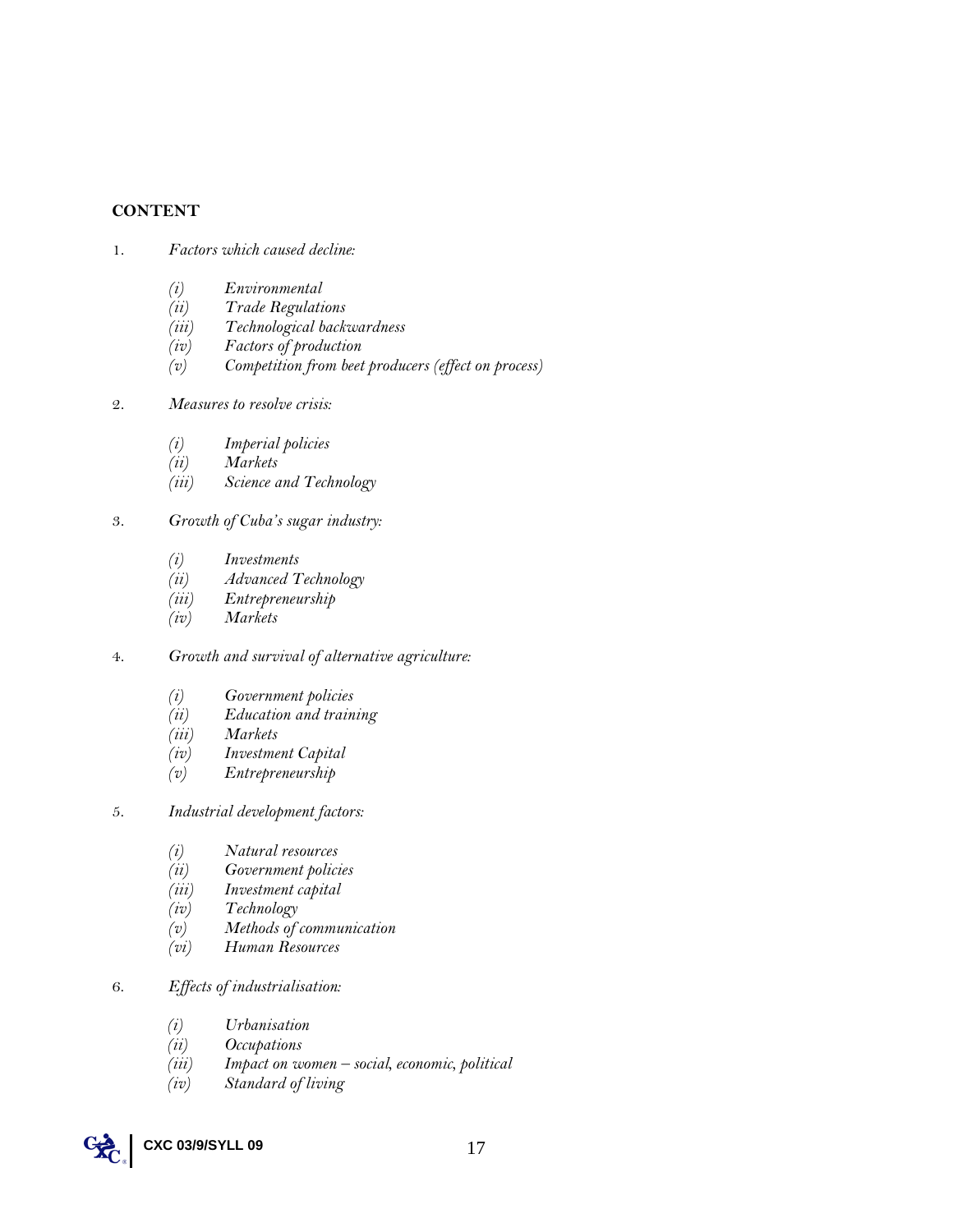**CONTENT**

1. *Factors which caused decline:*

   *(i) Environmental*
   *(ii) Trade Regulations*
   *(iii) Technological backwardness*
   *(iv) Factors of production*
   *(v) Competition from beet producers (effect on process)*

2. *Measures to resolve crisis:*

   *(i) Imperial policies*
   *(ii) Markets*
   *(iii) Science and Technology*

3. *Growth of Cuba's sugar industry:*

   *(i) Investments*
   *(ii) Advanced Technology*
   *(iii) Entrepreneurship*
   *(iv) Markets*

4. *Growth and survival of alternative agriculture:*

   *(i) Government policies*
   *(ii) Education and training*
   *(iii) Markets*
   *(iv) Investment Capital*
   *(v) Entrepreneurship*

5. *Industrial development factors:*

   *(i) Natural resources*
   *(ii) Government policies*
   *(iii) Investment capital*
   *(iv) Technology*
   *(v) Methods of communication*
   *(vi) Human Resources*

6. *Effects of industrialisation:*

   *(i) Urbanisation*
   *(ii) Occupations*
   *(iii) Impact on women – social, economic, political*
   *(iv) Standard of living*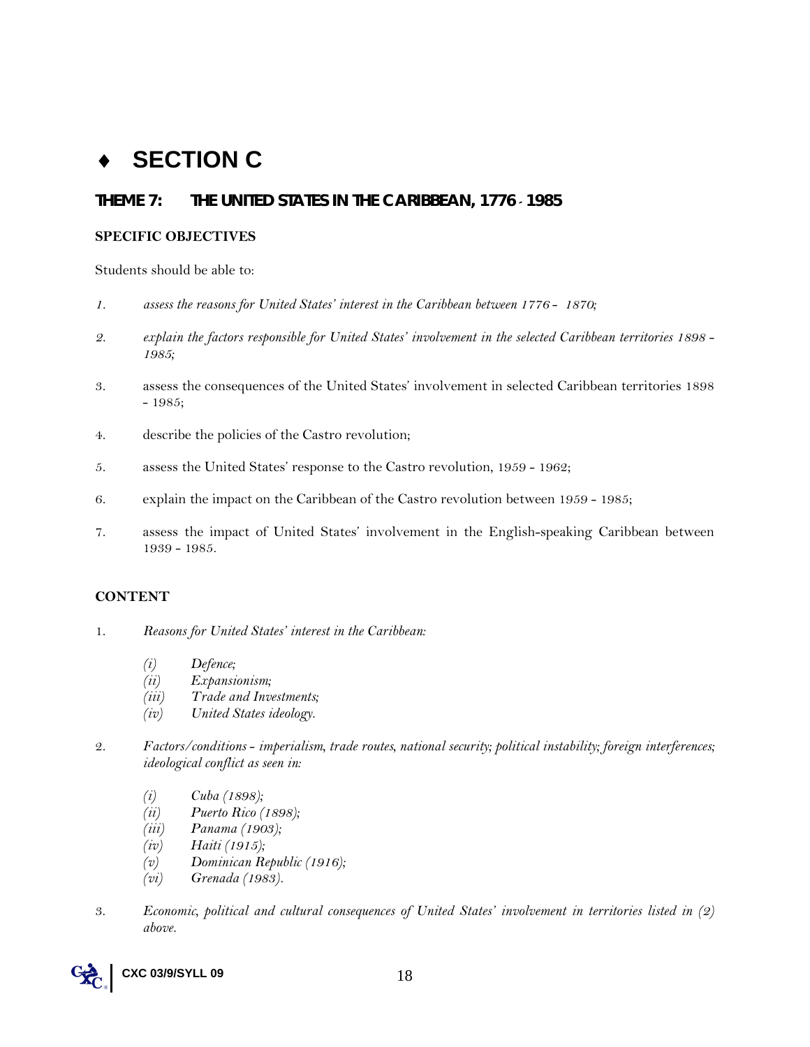# ♦ SECTION C

## THEME 7: THE UNITED STATES IN THE CARIBBEAN, 1776 - 1985

### SPECIFIC OBJECTIVES

Students should be able to:

1. *assess the reasons for United States' interest in the Caribbean between 1776 - 1870;*
2. *explain the factors responsible for United States' involvement in the selected Caribbean territories 1898 - 1985;*
3. assess the consequences of the United States' involvement in selected Caribbean territories 1898 - 1985;
4. describe the policies of the Castro revolution;
5. assess the United States' response to the Castro revolution, 1959 - 1962;
6. explain the impact on the Caribbean of the Castro revolution between 1959 - 1985;
7. assess the impact of United States' involvement in the English-speaking Caribbean between 1939 - 1985.

### CONTENT

1. *Reasons for United States' interest in the Caribbean:*
   - *(i) Defence;*
   - *(ii) Expansionism;*
   - *(iii) Trade and Investments;*
   - *(iv) United States ideology.*

2. *Factors/conditions - imperialism, trade routes, national security; political instability; foreign interferences; ideological conflict as seen in:*
   - *(i) Cuba (1898);*
   - *(ii) Puerto Rico (1898);*
   - *(iii) Panama (1903);*
   - *(iv) Haiti (1915);*
   - *(v) Dominican Republic (1916);*
   - *(vi) Grenada (1983).*

3. *Economic, political and cultural consequences of United States' involvement in territories listed in (2) above.*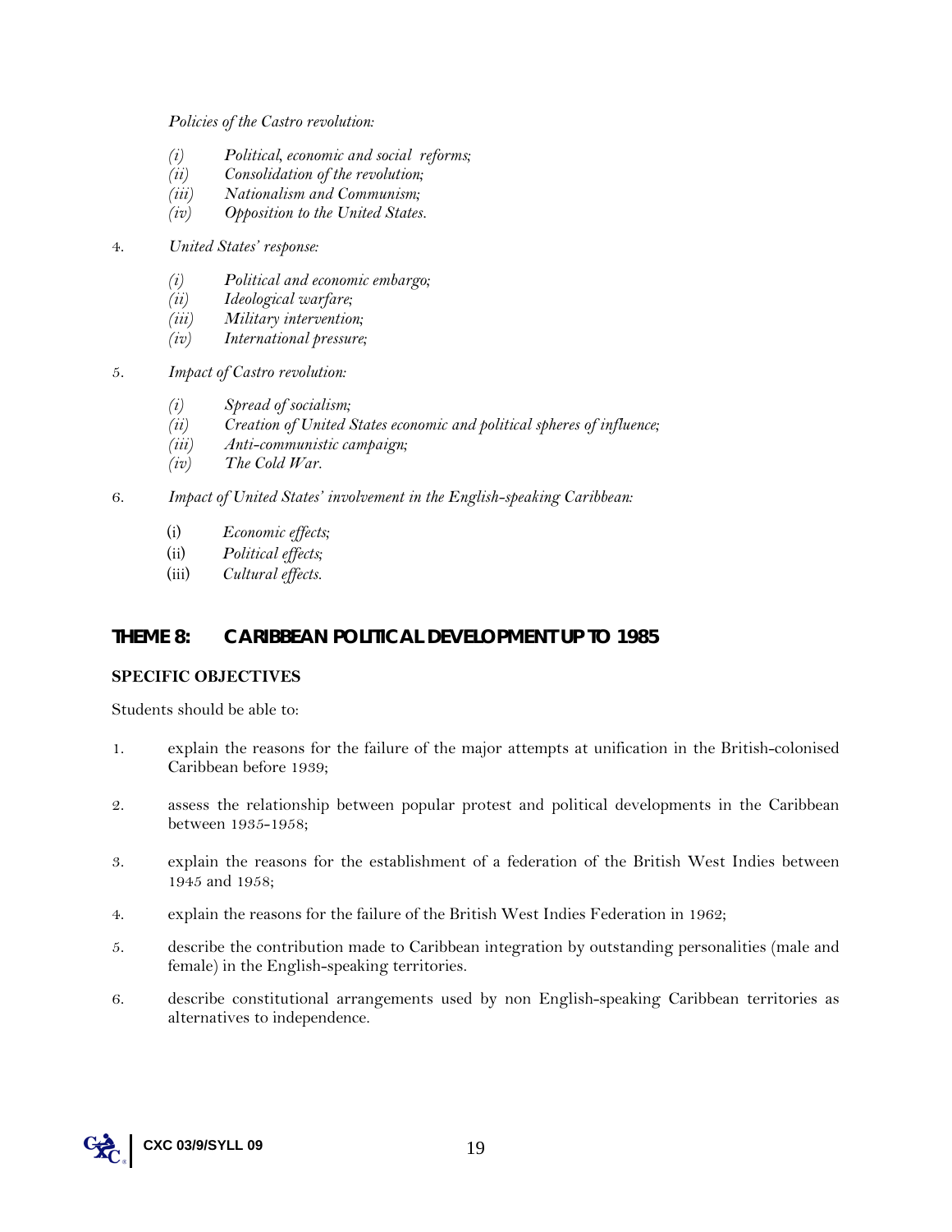*Policies of the Castro revolution:*

- *(i) Political, economic and social reforms;*
- *(ii) Consolidation of the revolution;*
- *(iii) Nationalism and Communism;*
- *(iv) Opposition to the United States.*

4. *United States' response:*

   - *(i) Political and economic embargo;*
   - *(ii) Ideological warfare;*
   - *(iii) Military intervention;*
   - *(iv) International pressure;*

5. *Impact of Castro revolution:*

   - *(i) Spread of socialism;*
   - *(ii) Creation of United States economic and political spheres of influence;*
   - *(iii) Anti-communistic campaign;*
   - *(iv) The Cold War.*

6. *Impact of United States' involvement in the English-speaking Caribbean:*

   - (i) *Economic effects;*
   - (ii) *Political effects;*
   - (iii) *Cultural effects.*

## THEME 8: CARIBBEAN POLITICAL DEVELOPMENT UP TO 1985

**SPECIFIC OBJECTIVES**

Students should be able to:

1. explain the reasons for the failure of the major attempts at unification in the British-colonised Caribbean before 1939;
2. assess the relationship between popular protest and political developments in the Caribbean between 1935-1958;
3. explain the reasons for the establishment of a federation of the British West Indies between 1945 and 1958;
4. explain the reasons for the failure of the British West Indies Federation in 1962;
5. describe the contribution made to Caribbean integration by outstanding personalities (male and female) in the English-speaking territories.
6. describe constitutional arrangements used by non English-speaking Caribbean territories as alternatives to independence.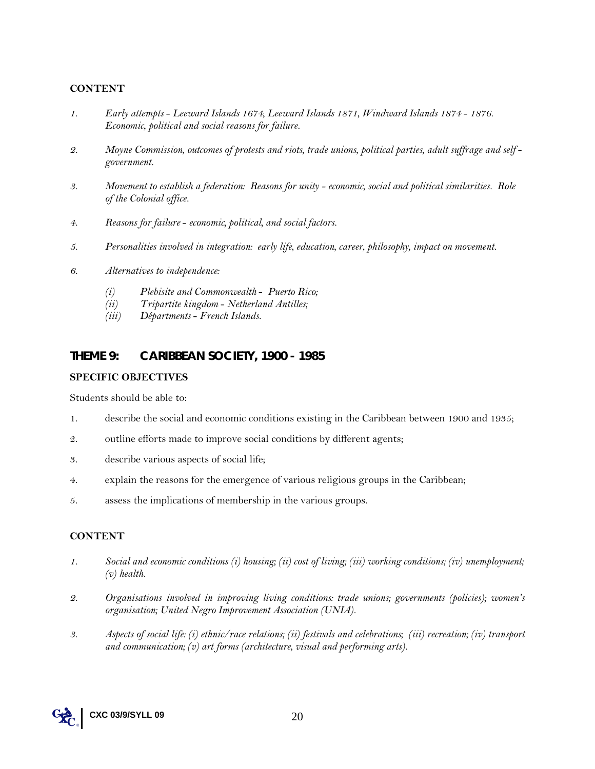**CONTENT**

1. *Early attempts - Leeward Islands 1674, Leeward Islands 1871, Windward Islands 1874 - 1876. Economic, political and social reasons for failure.*

2. *Moyne Commission, outcomes of protests and riots, trade unions, political parties, adult suffrage and self - government.*

3. *Movement to establish a federation: Reasons for unity - economic, social and political similarities. Role of the Colonial office.*

4. *Reasons for failure - economic, political, and social factors.*

5. *Personalities involved in integration: early life, education, career, philosophy, impact on movement.*

6. *Alternatives to independence:*

   *(i) Plebisite and Commonwealth - Puerto Rico;*
   *(ii) Tripartite kingdom - Netherland Antilles;*
   *(iii) Départments - French Islands.*

## THEME 9: CARIBBEAN SOCIETY, 1900 - 1985

**SPECIFIC OBJECTIVES**

Students should be able to:

1. describe the social and economic conditions existing in the Caribbean between 1900 and 1935;
2. outline efforts made to improve social conditions by different agents;
3. describe various aspects of social life;
4. explain the reasons for the emergence of various religious groups in the Caribbean;
5. assess the implications of membership in the various groups.

**CONTENT**

1. *Social and economic conditions (i) housing; (ii) cost of living; (iii) working conditions; (iv) unemployment; (v) health.*

2. *Organisations involved in improving living conditions: trade unions; governments (policies); women's organisation; United Negro Improvement Association (UNIA).*

3. *Aspects of social life: (i) ethnic/race relations; (ii) festivals and celebrations; (iii) recreation; (iv) transport and communication; (v) art forms (architecture, visual and performing arts).*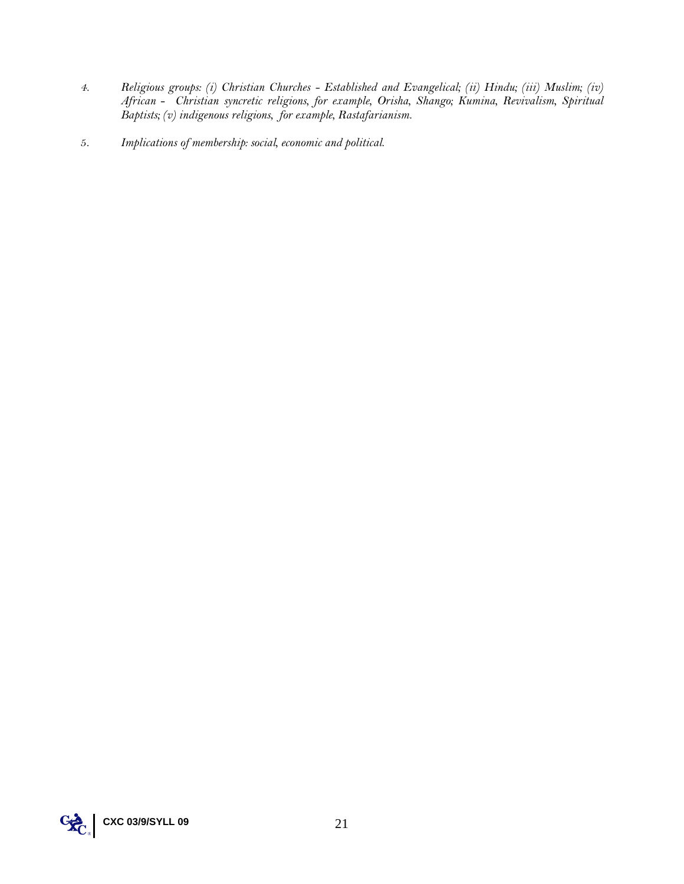4. *Religious groups: (i) Christian Churches - Established and Evangelical; (ii) Hindu; (iii) Muslim; (iv) African - Christian syncretic religions, for example, Orisha, Shango; Kumina, Revivalism, Spiritual Baptists; (v) indigenous religions, for example, Rastafarianism.*

5. *Implications of membership: social, economic and political.*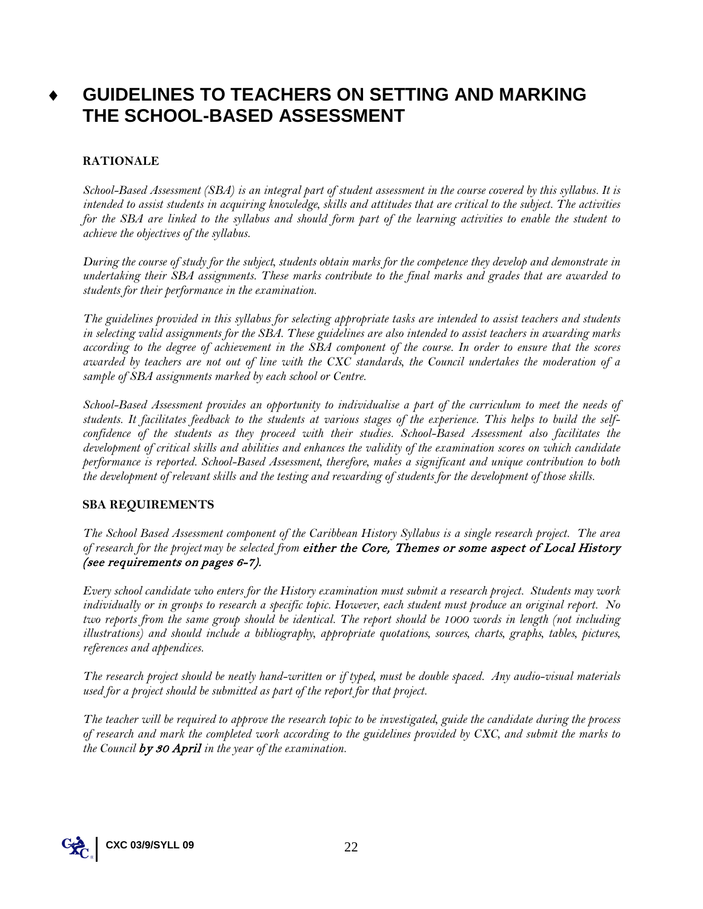# ♦ GUIDELINES TO TEACHERS ON SETTING AND MARKING THE SCHOOL-BASED ASSESSMENT

**RATIONALE**

*School-Based Assessment (SBA) is an integral part of student assessment in the course covered by this syllabus. It is intended to assist students in acquiring knowledge, skills and attitudes that are critical to the subject. The activities for the SBA are linked to the syllabus and should form part of the learning activities to enable the student to achieve the objectives of the syllabus.*

*During the course of study for the subject, students obtain marks for the competence they develop and demonstrate in undertaking their SBA assignments. These marks contribute to the final marks and grades that are awarded to students for their performance in the examination.*

*The guidelines provided in this syllabus for selecting appropriate tasks are intended to assist teachers and students in selecting valid assignments for the SBA. These guidelines are also intended to assist teachers in awarding marks according to the degree of achievement in the SBA component of the course. In order to ensure that the scores awarded by teachers are not out of line with the CXC standards, the Council undertakes the moderation of a sample of SBA assignments marked by each school or Centre.*

*School-Based Assessment provides an opportunity to individualise a part of the curriculum to meet the needs of students. It facilitates feedback to the students at various stages of the experience. This helps to build the self-confidence of the students as they proceed with their studies. School-Based Assessment also facilitates the development of critical skills and abilities and enhances the validity of the examination scores on which candidate performance is reported. School-Based Assessment, therefore, makes a significant and unique contribution to both the development of relevant skills and the testing and rewarding of students for the development of those skills.*

**SBA REQUIREMENTS**

*The School Based Assessment component of the Caribbean History Syllabus is a single research project. The area of research for the project may be selected from* ***either the Core, Themes or some aspect of Local History (see requirements on pages 6-7).***

*Every school candidate who enters for the History examination must submit a research project. Students may work individually or in groups to research a specific topic. However, each student must produce an original report. No two reports from the same group should be identical. The report should be 1000 words in length (not including illustrations) and should include a bibliography, appropriate quotations, sources, charts, graphs, tables, pictures, references and appendices.*

*The research project should be neatly hand-written or if typed, must be double spaced. Any audio-visual materials used for a project should be submitted as part of the report for that project.*

*The teacher will be required to approve the research topic to be investigated, guide the candidate during the process of research and mark the completed work according to the guidelines provided by CXC, and submit the marks to the Council* ***by 30 April*** *in the year of the examination.*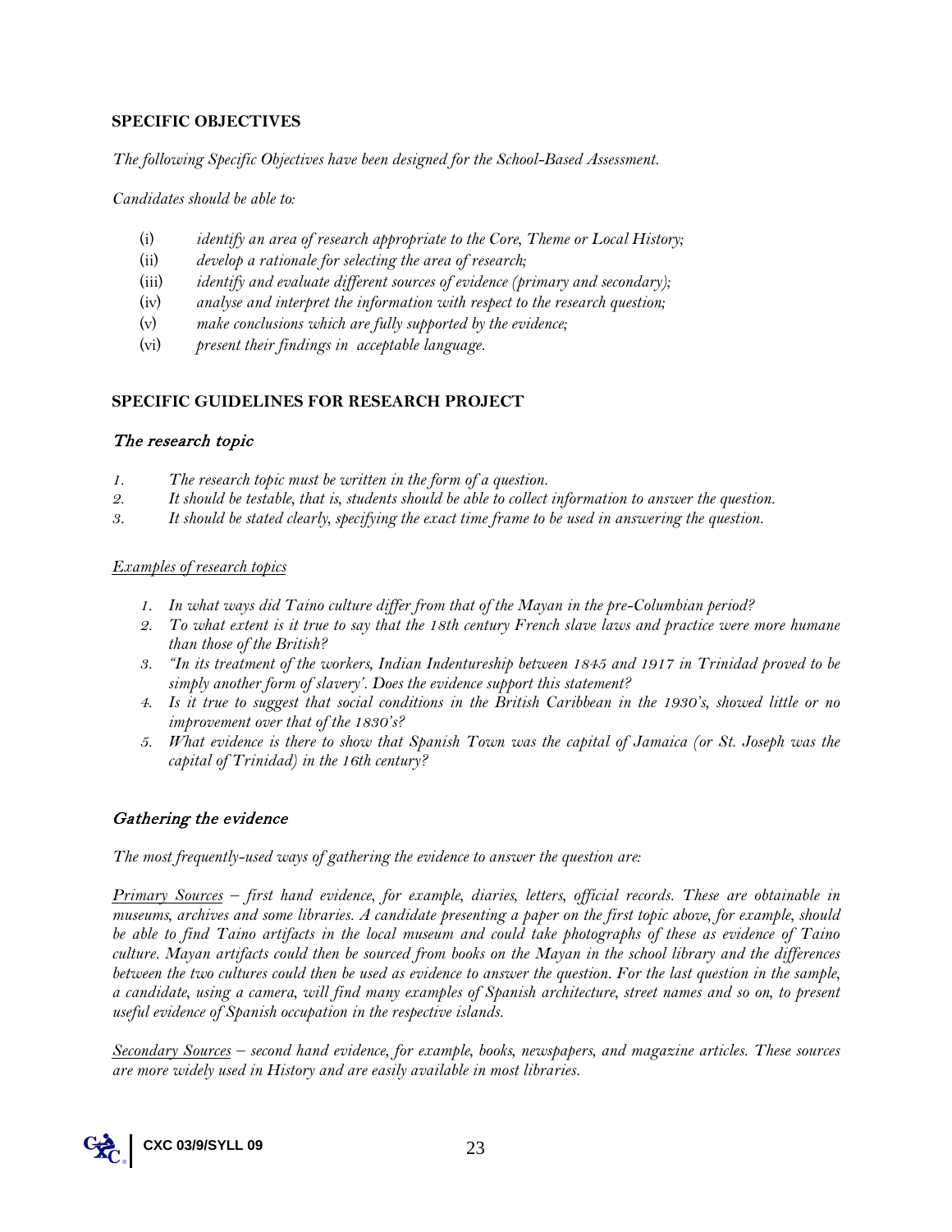**SPECIFIC OBJECTIVES**

*The following Specific Objectives have been designed for the School-Based Assessment.*

*Candidates should be able to:*

(i) *identify an area of research appropriate to the Core, Theme or Local History;*
(ii) *develop a rationale for selecting the area of research;*
(iii) *identify and evaluate different sources of evidence (primary and secondary);*
(iv) *analyse and interpret the information with respect to the research question;*
(v) *make conclusions which are fully supported by the evidence;*
(vi) *present their findings in acceptable language.*

**SPECIFIC GUIDELINES FOR RESEARCH PROJECT**

*The research topic*

1. *The research topic must be written in the form of a question.*
2. *It should be testable, that is, students should be able to collect information to answer the question.*
3. *It should be stated clearly, specifying the exact time frame to be used in answering the question.*

*Examples of research topics*

1. *In what ways did Taino culture differ from that of the Mayan in the pre-Columbian period?*
2. *To what extent is it true to say that the 18th century French slave laws and practice were more humane than those of the British?*
3. *"In its treatment of the workers, Indian Indentureship between 1845 and 1917 in Trinidad proved to be simply another form of slavery'. Does the evidence support this statement?*
4. *Is it true to suggest that social conditions in the British Caribbean in the 1930's, showed little or no improvement over that of the 1830's?*
5. *What evidence is there to show that Spanish Town was the capital of Jamaica (or St. Joseph was the capital of Trinidad) in the 16th century?*

*Gathering the evidence*

*The most frequently-used ways of gathering the evidence to answer the question are:*

*Primary Sources – first hand evidence, for example, diaries, letters, official records. These are obtainable in museums, archives and some libraries. A candidate presenting a paper on the first topic above, for example, should be able to find Taino artifacts in the local museum and could take photographs of these as evidence of Taino culture. Mayan artifacts could then be sourced from books on the Mayan in the school library and the differences between the two cultures could then be used as evidence to answer the question. For the last question in the sample, a candidate, using a camera, will find many examples of Spanish architecture, street names and so on, to present useful evidence of Spanish occupation in the respective islands.*

*Secondary Sources – second hand evidence, for example, books, newspapers, and magazine articles. These sources are more widely used in History and are easily available in most libraries.*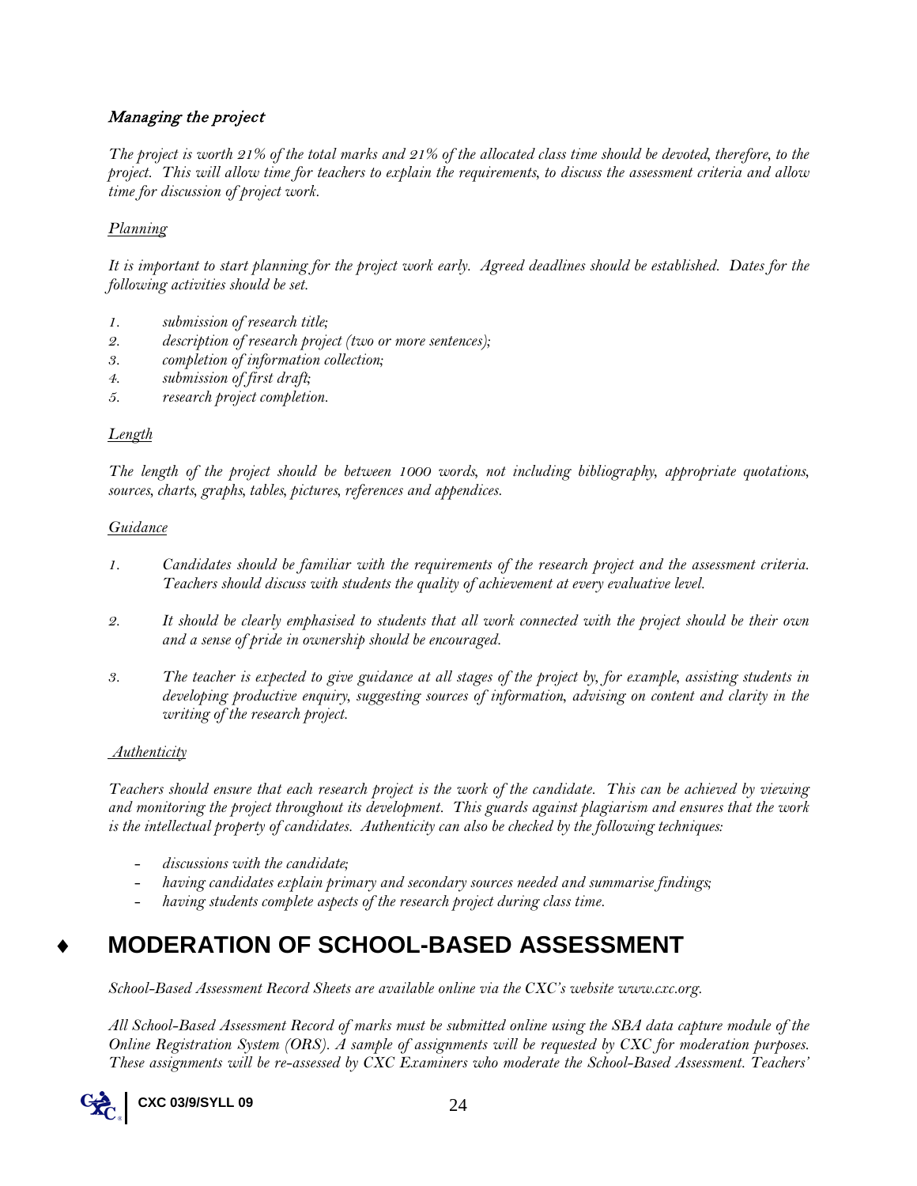*Managing the project*

*The project is worth 21% of the total marks and 21% of the allocated class time should be devoted, therefore, to the project. This will allow time for teachers to explain the requirements, to discuss the assessment criteria and allow time for discussion of project work.*

*Planning*

*It is important to start planning for the project work early. Agreed deadlines should be established. Dates for the following activities should be set.*

1. *submission of research title;*
2. *description of research project (two or more sentences);*
3. *completion of information collection;*
4. *submission of first draft;*
5. *research project completion.*

*Length*

*The length of the project should be between 1000 words, not including bibliography, appropriate quotations, sources, charts, graphs, tables, pictures, references and appendices.*

*Guidance*

1. *Candidates should be familiar with the requirements of the research project and the assessment criteria. Teachers should discuss with students the quality of achievement at every evaluative level.*
2. *It should be clearly emphasised to students that all work connected with the project should be their own and a sense of pride in ownership should be encouraged.*
3. *The teacher is expected to give guidance at all stages of the project by, for example, assisting students in developing productive enquiry, suggesting sources of information, advising on content and clarity in the writing of the research project.*

*Authenticity*

*Teachers should ensure that each research project is the work of the candidate. This can be achieved by viewing and monitoring the project throughout its development. This guards against plagiarism and ensures that the work is the intellectual property of candidates. Authenticity can also be checked by the following techniques:*

- *discussions with the candidate;*
- *having candidates explain primary and secondary sources needed and summarise findings;*
- *having students complete aspects of the research project during class time.*

## ♦ MODERATION OF SCHOOL-BASED ASSESSMENT

*School-Based Assessment Record Sheets are available online via the CXC's website www.cxc.org.*

*All School-Based Assessment Record of marks must be submitted online using the SBA data capture module of the Online Registration System (ORS). A sample of assignments will be requested by CXC for moderation purposes. These assignments will be re-assessed by CXC Examiners who moderate the School-Based Assessment. Teachers'*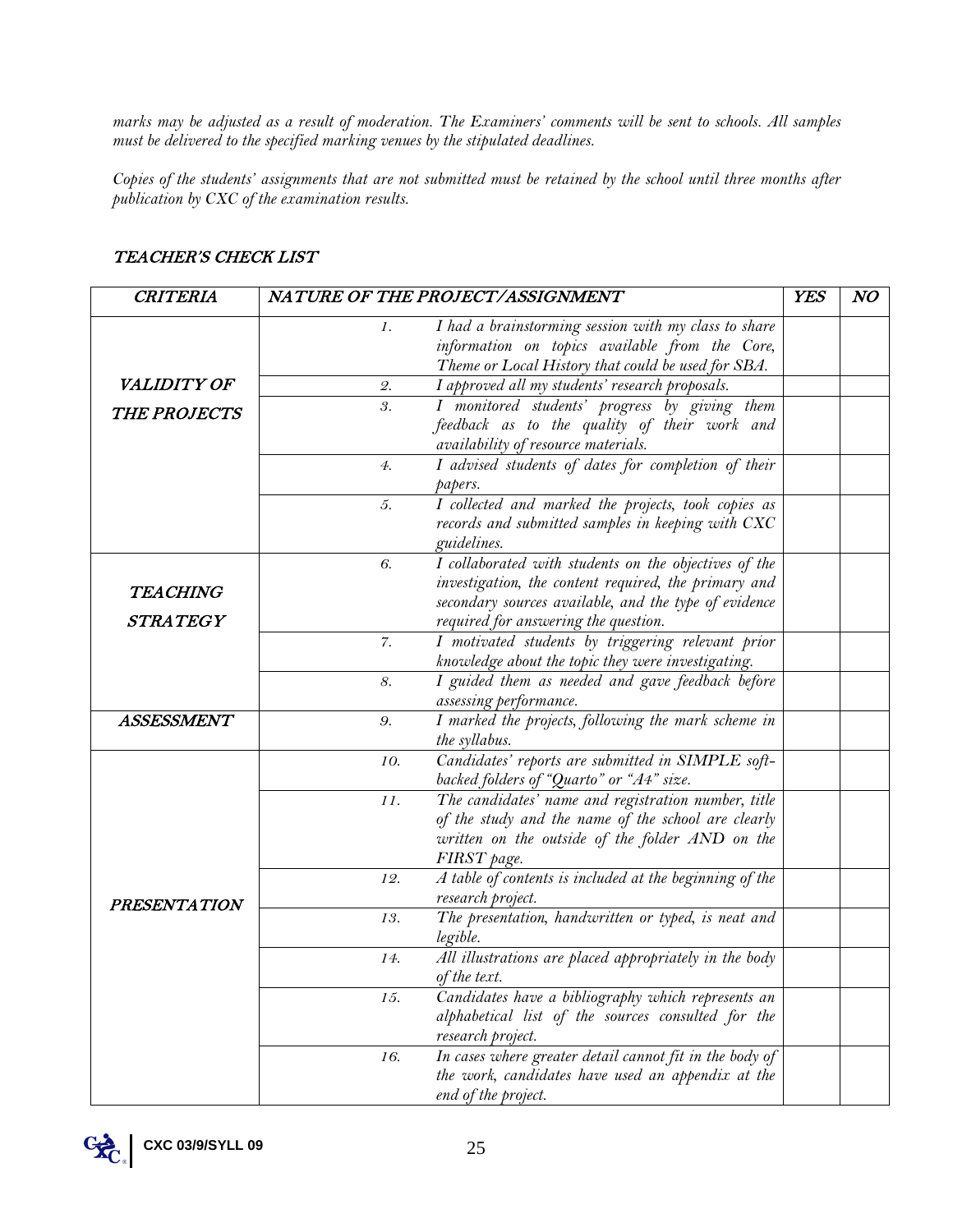*marks may be adjusted as a result of moderation. The Examiners' comments will be sent to schools. All samples must be delivered to the specified marking venues by the stipulated deadlines.*

*Copies of the students' assignments that are not submitted must be retained by the school until three months after publication by CXC of the examination results.*

### *TEACHER'S CHECK LIST*

| *CRITERIA* | *NATURE OF THE PROJECT/ASSIGNMENT* | | *YES* | *NO* |
|---|---|---|---|---|
| *VALIDITY OF THE PROJECTS* | *1.* | *I had a brainstorming session with my class to share information on topics available from the Core, Theme or Local History that could be used for SBA.* | | |
| | *2.* | *I approved all my students' research proposals.* | | |
| | *3.* | *I monitored students' progress by giving them feedback as to the quality of their work and availability of resource materials.* | | |
| | *4.* | *I advised students of dates for completion of their papers.* | | |
| | *5.* | *I collected and marked the projects, took copies as records and submitted samples in keeping with CXC guidelines.* | | |
| *TEACHING STRATEGY* | *6.* | *I collaborated with students on the objectives of the investigation, the content required, the primary and secondary sources available, and the type of evidence required for answering the question.* | | |
| | *7.* | *I motivated students by triggering relevant prior knowledge about the topic they were investigating.* | | |
| | *8.* | *I guided them as needed and gave feedback before assessing performance.* | | |
| *ASSESSMENT* | *9.* | *I marked the projects, following the mark scheme in the syllabus.* | | |
| *PRESENTATION* | *10.* | *Candidates' reports are submitted in SIMPLE soft-backed folders of "Quarto" or "A4" size.* | | |
| | *11.* | *The candidates' name and registration number, title of the study and the name of the school are clearly written on the outside of the folder AND on the FIRST page.* | | |
| | *12.* | *A table of contents is included at the beginning of the research project.* | | |
| | *13.* | *The presentation, handwritten or typed, is neat and legible.* | | |
| | *14.* | *All illustrations are placed appropriately in the body of the text.* | | |
| | *15.* | *Candidates have a bibliography which represents an alphabetical list of the sources consulted for the research project.* | | |
| | *16.* | *In cases where greater detail cannot fit in the body of the work, candidates have used an appendix at the end of the project.* | | |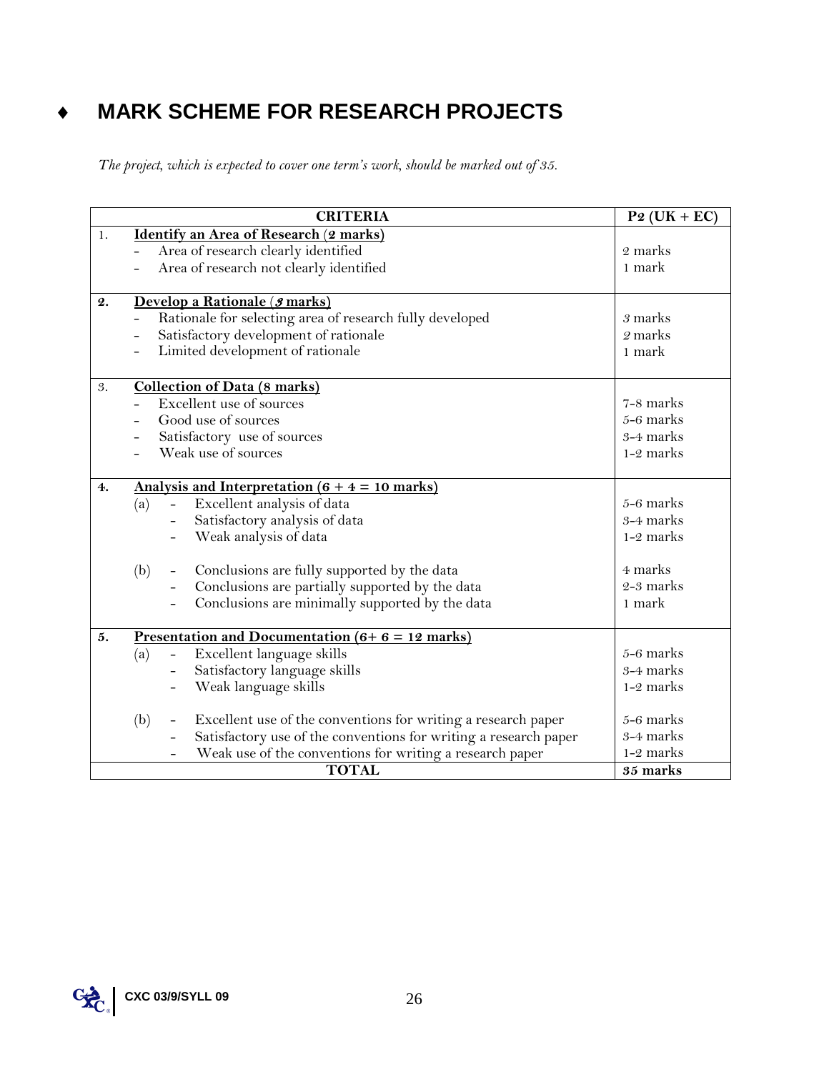## ♦ MARK SCHEME FOR RESEARCH PROJECTS

*The project, which is expected to cover one term's work, should be marked out of 35.*

| | CRITERIA | P2 (UK + EC) |
|---|---|---|
| 1. | **Identify an Area of Research (2 marks)** | |
| | - Area of research clearly identified | 2 marks |
| | - Area of research not clearly identified | 1 mark |
| 2. | **Develop a Rationale (3 marks)** | |
| | - Rationale for selecting area of research fully developed | 3 marks |
| | - Satisfactory development of rationale | 2 marks |
| | - Limited development of rationale | 1 mark |
| 3. | **Collection of Data (8 marks)** | |
| | - Excellent use of sources | 7-8 marks |
| | - Good use of sources | 5-6 marks |
| | - Satisfactory use of sources | 3-4 marks |
| | - Weak use of sources | 1-2 marks |
| 4. | **Analysis and Interpretation (6 + 4 = 10 marks)** | |
| | (a) - Excellent analysis of data | 5-6 marks |
| | - Satisfactory analysis of data | 3-4 marks |
| | - Weak analysis of data | 1-2 marks |
| | (b) - Conclusions are fully supported by the data | 4 marks |
| | - Conclusions are partially supported by the data | 2-3 marks |
| | - Conclusions are minimally supported by the data | 1 mark |
| 5. | **Presentation and Documentation (6+ 6 = 12 marks)** | |
| | (a) - Excellent language skills | 5-6 marks |
| | - Satisfactory language skills | 3-4 marks |
| | - Weak language skills | 1-2 marks |
| | (b) - Excellent use of the conventions for writing a research paper | 5-6 marks |
| | - Satisfactory use of the conventions for writing a research paper | 3-4 marks |
| | - Weak use of the conventions for writing a research paper | 1-2 marks |
| | **TOTAL** | **35 marks** |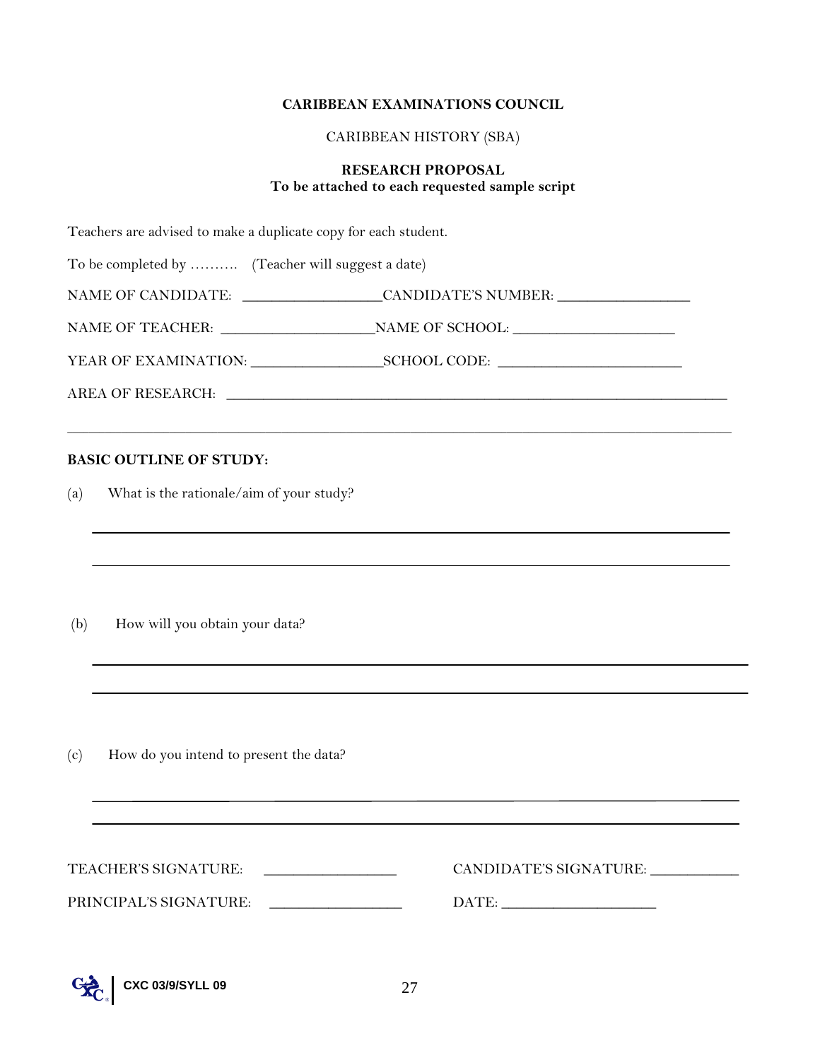**CARIBBEAN EXAMINATIONS COUNCIL**

CARIBBEAN HISTORY (SBA)

**RESEARCH PROPOSAL**
**To be attached to each requested sample script**

Teachers are advised to make a duplicate copy for each student.

To be completed by ………. (Teacher will suggest a date)

NAME OF CANDIDATE: ________________ CANDIDATE'S NUMBER: ________________

NAME OF TEACHER: __________________ NAME OF SCHOOL: ___________________

YEAR OF EXAMINATION: ________________ SCHOOL CODE: ______________________

AREA OF RESEARCH: ________________________________________________________________

_____________________________________________________________________________________

**BASIC OUTLINE OF STUDY:**

(a) What is the rationale/aim of your study?

_____________________________________________________________________________________

_____________________________________________________________________________________

(b) How will you obtain your data?

_____________________________________________________________________________________

_____________________________________________________________________________________

(c) How do you intend to present the data?

_____________________________________________________________________________________

_____________________________________________________________________________________

TEACHER'S SIGNATURE: ________________ CANDIDATE'S SIGNATURE: ___________

PRINCIPAL'S SIGNATURE: ________________ DATE: ___________________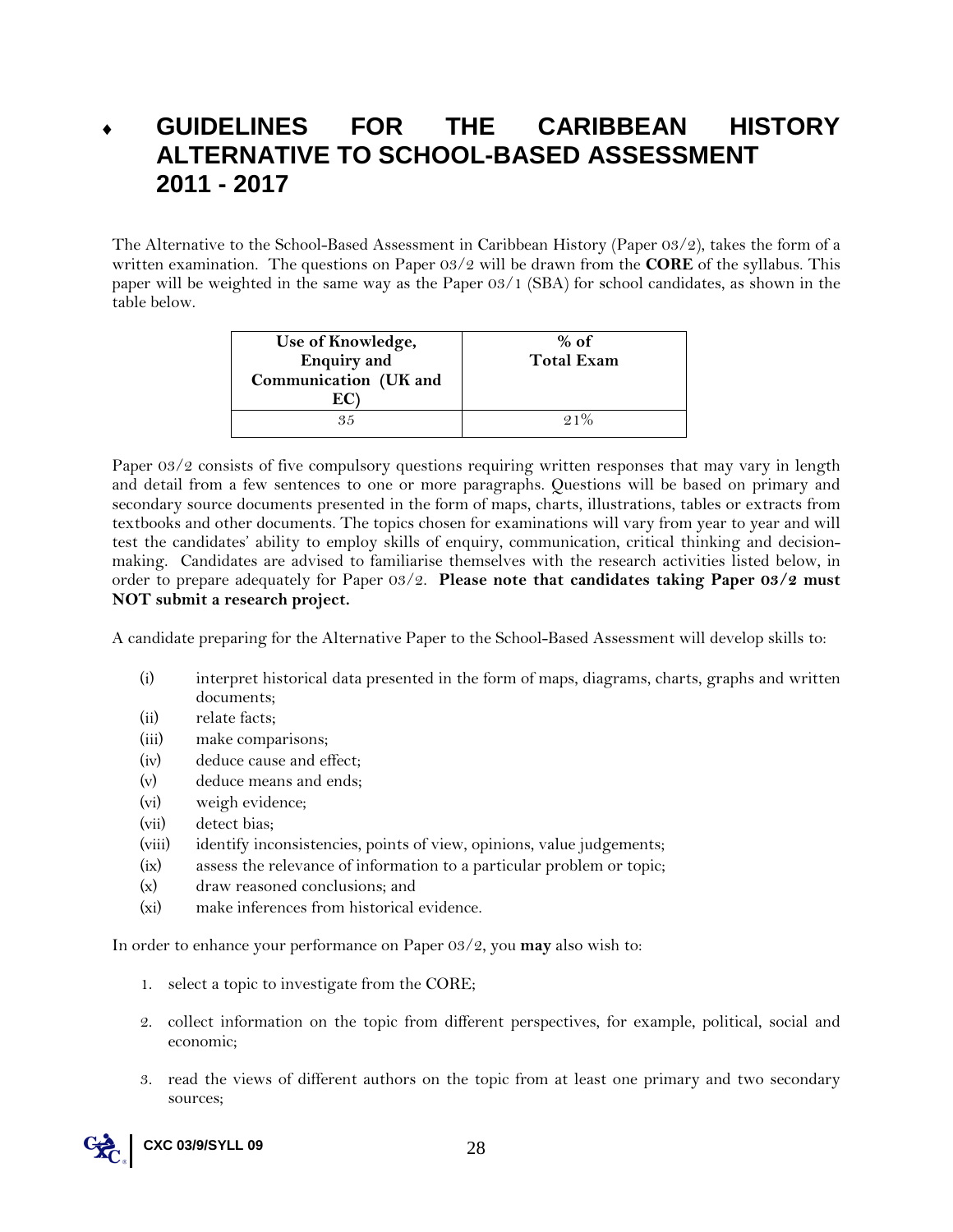# ♦ GUIDELINES FOR THE CARIBBEAN HISTORY ALTERNATIVE TO SCHOOL-BASED ASSESSMENT 2011 - 2017

The Alternative to the School-Based Assessment in Caribbean History (Paper 03/2), takes the form of a written examination. The questions on Paper 03/2 will be drawn from the **CORE** of the syllabus. This paper will be weighted in the same way as the Paper 03/1 (SBA) for school candidates, as shown in the table below.

| Use of Knowledge, Enquiry and Communication (UK and EC) | % of Total Exam |
|---|---|
| 35 | 21% |

Paper 03/2 consists of five compulsory questions requiring written responses that may vary in length and detail from a few sentences to one or more paragraphs. Questions will be based on primary and secondary source documents presented in the form of maps, charts, illustrations, tables or extracts from textbooks and other documents. The topics chosen for examinations will vary from year to year and will test the candidates' ability to employ skills of enquiry, communication, critical thinking and decision-making. Candidates are advised to familiarise themselves with the research activities listed below, in order to prepare adequately for Paper 03/2. **Please note that candidates taking Paper 03/2 must NOT submit a research project.**

A candidate preparing for the Alternative Paper to the School-Based Assessment will develop skills to:

(i) interpret historical data presented in the form of maps, diagrams, charts, graphs and written documents;
(ii) relate facts;
(iii) make comparisons;
(iv) deduce cause and effect;
(v) deduce means and ends;
(vi) weigh evidence;
(vii) detect bias;
(viii) identify inconsistencies, points of view, opinions, value judgements;
(ix) assess the relevance of information to a particular problem or topic;
(x) draw reasoned conclusions; and
(xi) make inferences from historical evidence.

In order to enhance your performance on Paper 03/2, you **may** also wish to:

1. select a topic to investigate from the CORE;
2. collect information on the topic from different perspectives, for example, political, social and economic;
3. read the views of different authors on the topic from at least one primary and two secondary sources;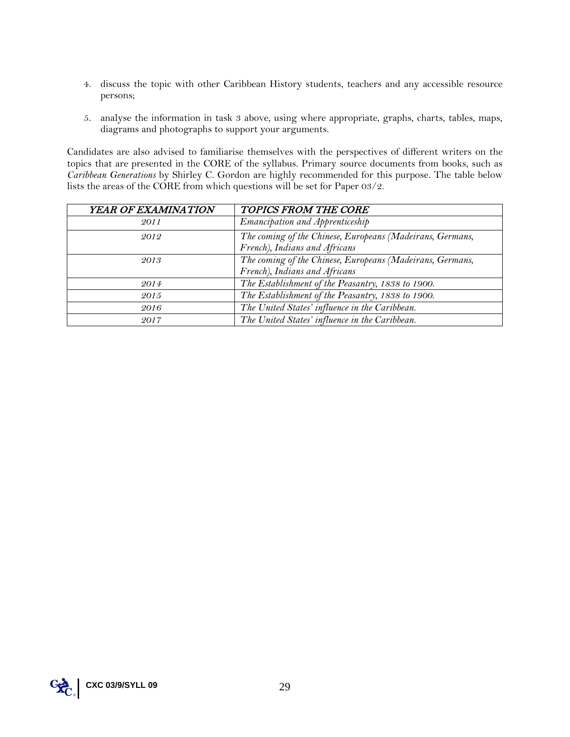4. discuss the topic with other Caribbean History students, teachers and any accessible resource persons;

5. analyse the information in task 3 above, using where appropriate, graphs, charts, tables, maps, diagrams and photographs to support your arguments.

Candidates are also advised to familiarise themselves with the perspectives of different writers on the topics that are presented in the CORE of the syllabus. Primary source documents from books, such as *Caribbean Generations* by Shirley C. Gordon are highly recommended for this purpose. The table below lists the areas of the CORE from which questions will be set for Paper 03/2.

| *YEAR OF EXAMINATION* | *TOPICS FROM THE CORE* |
| --- | --- |
| *2011* | *Emancipation and Apprenticeship* |
| *2012* | *The coming of the Chinese, Europeans (Madeirans, Germans, French), Indians and Africans* |
| *2013* | *The coming of the Chinese, Europeans (Madeirans, Germans, French), Indians and Africans* |
| *2014* | *The Establishment of the Peasantry, 1838 to 1900.* |
| *2015* | *The Establishment of the Peasantry, 1838 to 1900.* |
| *2016* | *The United States' influence in the Caribbean.* |
| *2017* | *The United States' influence in the Caribbean.* |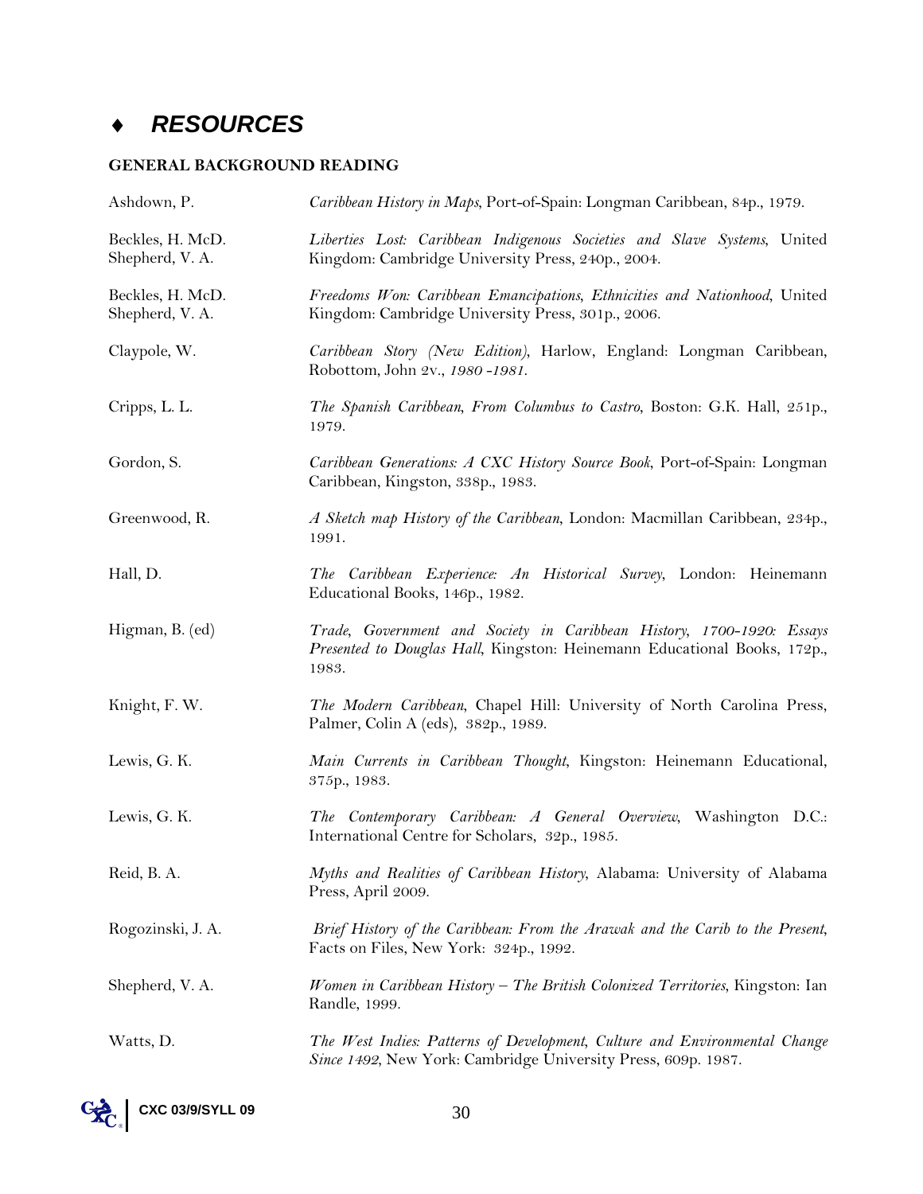## ♦ *RESOURCES*

**GENERAL BACKGROUND READING**

| | |
|---|---|
| Ashdown, P. | *Caribbean History in Maps*, Port-of-Spain: Longman Caribbean, 84p., 1979. |
| Beckles, H. McD.<br>Shepherd, V. A. | *Liberties Lost: Caribbean Indigenous Societies and Slave Systems*, United Kingdom: Cambridge University Press, 240p., 2004. |
| Beckles, H. McD.<br>Shepherd, V. A. | *Freedoms Won: Caribbean Emancipations, Ethnicities and Nationhood*, United Kingdom: Cambridge University Press, 301p., 2006. |
| Claypole, W. | *Caribbean Story (New Edition)*, Harlow, England: Longman Caribbean, Robottom, John 2v., *1980 -1981.* |
| Cripps, L. L. | *The Spanish Caribbean, From Columbus to Castro*, Boston: G.K. Hall, 251p., 1979. |
| Gordon, S. | *Caribbean Generations: A CXC History Source Book*, Port-of-Spain: Longman Caribbean, Kingston, 338p., 1983. |
| Greenwood, R. | *A Sketch map History of the Caribbean*, London: Macmillan Caribbean, 234p., 1991. |
| Hall, D. | *The Caribbean Experience: An Historical Survey*, London: Heinemann Educational Books, 146p., 1982. |
| Higman, B. (ed) | *Trade, Government and Society in Caribbean History, 1700-1920: Essays Presented to Douglas Hall*, Kingston: Heinemann Educational Books, 172p., 1983. |
| Knight, F. W. | *The Modern Caribbean*, Chapel Hill: University of North Carolina Press, Palmer, Colin A (eds), 382p., 1989. |
| Lewis, G. K. | *Main Currents in Caribbean Thought*, Kingston: Heinemann Educational, 375p., 1983. |
| Lewis, G. K. | *The Contemporary Caribbean: A General Overview*, Washington D.C.: International Centre for Scholars, 32p., 1985. |
| Reid, B. A. | *Myths and Realities of Caribbean History*, Alabama: University of Alabama Press, April 2009. |
| Rogozinski, J. A. | *Brief History of the Caribbean: From the Arawak and the Carib to the Present*, Facts on Files, New York: 324p., 1992. |
| Shepherd, V. A. | *Women in Caribbean History – The British Colonized Territories*, Kingston: Ian Randle, 1999. |
| Watts, D. | *The West Indies: Patterns of Development, Culture and Environmental Change Since 1492*, New York: Cambridge University Press, 609p. 1987. |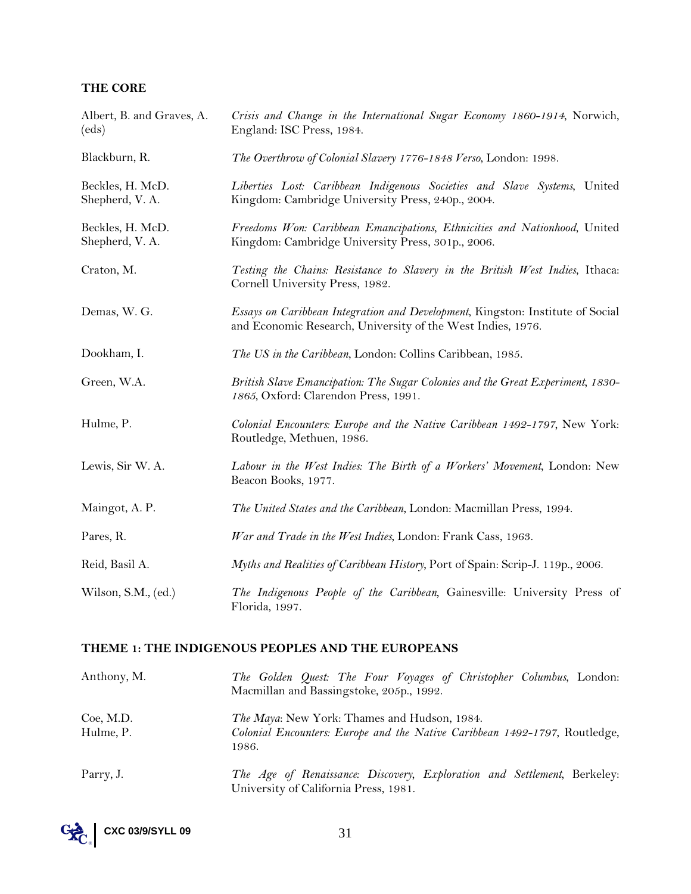**THE CORE**

| | |
|---|---|
| Albert, B. and Graves, A. (eds) | *Crisis and Change in the International Sugar Economy 1860-1914*, Norwich, England: ISC Press, 1984. |
| Blackburn, R. | *The Overthrow of Colonial Slavery 1776-1848 Verso*, London: 1998. |
| Beckles, H. McD. Shepherd, V. A. | *Liberties Lost: Caribbean Indigenous Societies and Slave Systems*, United Kingdom: Cambridge University Press, 240p., 2004. |
| Beckles, H. McD. Shepherd, V. A. | *Freedoms Won: Caribbean Emancipations, Ethnicities and Nationhood*, United Kingdom: Cambridge University Press, 301p., 2006. |
| Craton, M. | *Testing the Chains: Resistance to Slavery in the British West Indies*, Ithaca: Cornell University Press, 1982. |
| Demas, W. G. | *Essays on Caribbean Integration and Development*, Kingston: Institute of Social and Economic Research, University of the West Indies, 1976. |
| Dookham, I. | *The US in the Caribbean*, London: Collins Caribbean, 1985. |
| Green, W.A. | *British Slave Emancipation: The Sugar Colonies and the Great Experiment, 1830-1865*, Oxford: Clarendon Press, 1991. |
| Hulme, P. | *Colonial Encounters: Europe and the Native Caribbean 1492-1797*, New York: Routledge, Methuen, 1986. |
| Lewis, Sir W. A. | *Labour in the West Indies: The Birth of a Workers' Movement*, London: New Beacon Books, 1977. |
| Maingot, A. P. | *The United States and the Caribbean*, London: Macmillan Press, 1994. |
| Pares, R. | *War and Trade in the West Indies*, London: Frank Cass, 1963. |
| Reid, Basil A. | *Myths and Realities of Caribbean History*, Port of Spain: Scrip-J. 119p., 2006. |
| Wilson, S.M., (ed.) | *The Indigenous People of the Caribbean*, Gainesville: University Press of Florida, 1997. |

**THEME 1: THE INDIGENOUS PEOPLES AND THE EUROPEANS**

| | |
|---|---|
| Anthony, M. | *The Golden Quest: The Four Voyages of Christopher Columbus*, London: Macmillan and Bassingstoke, 205p., 1992. |
| Coe, M.D. | *The Maya*: New York: Thames and Hudson, 1984. |
| Hulme, P. | *Colonial Encounters: Europe and the Native Caribbean 1492-1797*, Routledge, 1986. |
| Parry, J. | *The Age of Renaissance: Discovery, Exploration and Settlement*, Berkeley: University of California Press, 1981. |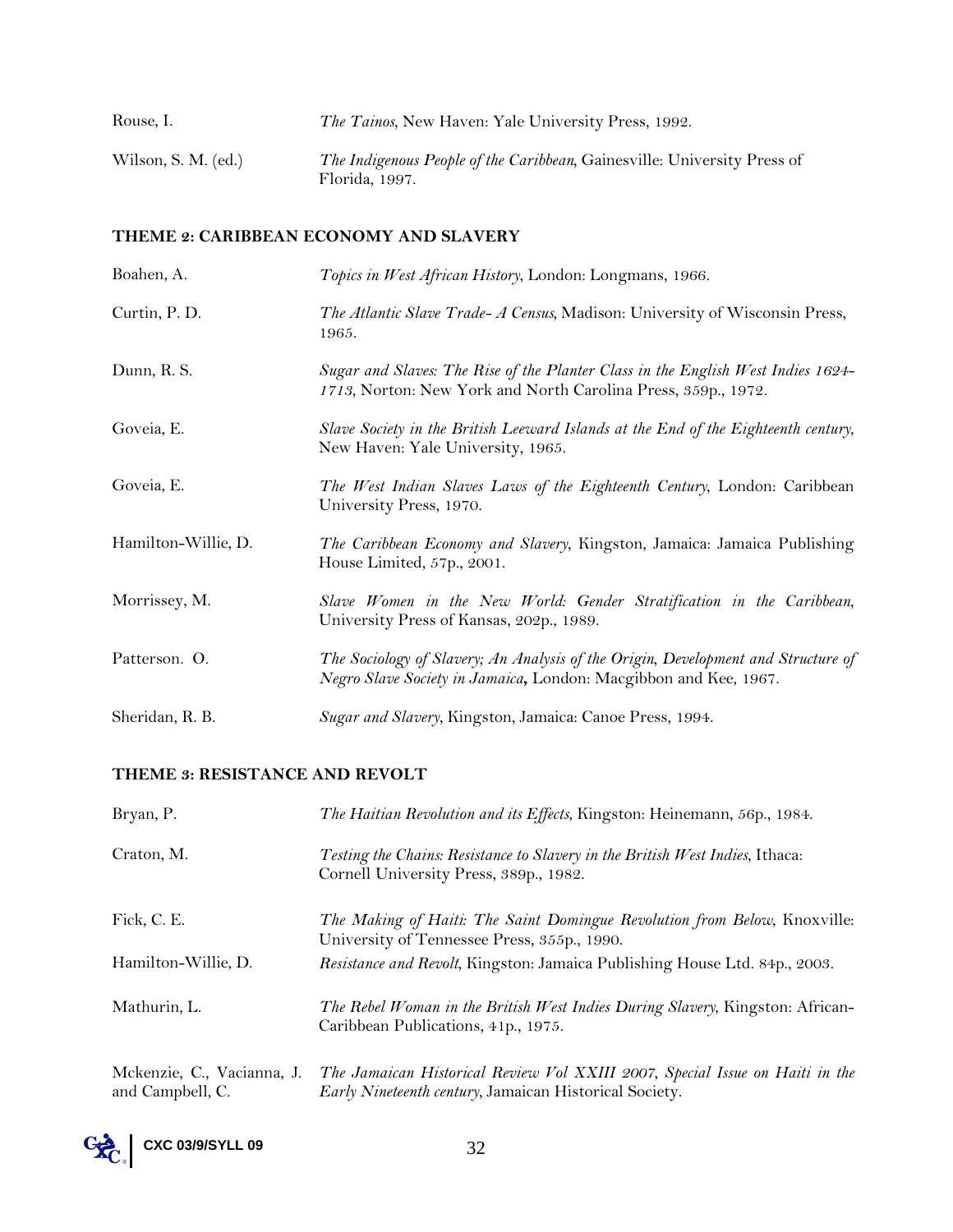| | |
|---|---|
| Rouse, I. | *The Tainos*, New Haven: Yale University Press, 1992. |
| Wilson, S. M. (ed.) | *The Indigenous People of the Caribbean*, Gainesville: University Press of Florida, 1997. |

**THEME 2: CARIBBEAN ECONOMY AND SLAVERY**

| | |
|---|---|
| Boahen, A. | *Topics in West African History*, London: Longmans, 1966. |
| Curtin, P. D. | *The Atlantic Slave Trade- A Census*, Madison: University of Wisconsin Press, 1965. |
| Dunn, R. S. | *Sugar and Slaves: The Rise of the Planter Class in the English West Indies 1624-1713*, Norton: New York and North Carolina Press, 359p., 1972. |
| Goveia, E. | *Slave Society in the British Leeward Islands at the End of the Eighteenth century*, New Haven: Yale University, 1965. |
| Goveia, E. | *The West Indian Slaves Laws of the Eighteenth Century*, London: Caribbean University Press, 1970. |
| Hamilton-Willie, D. | *The Caribbean Economy and Slavery*, Kingston, Jamaica: Jamaica Publishing House Limited, 57p., 2001. |
| Morrissey, M. | *Slave Women in the New World: Gender Stratification in the Caribbean*, University Press of Kansas, 202p., 1989. |
| Patterson. O. | *The Sociology of Slavery; An Analysis of the Origin, Development and Structure of Negro Slave Society in Jamaica***,** London: Macgibbon and Kee, 1967. |
| Sheridan, R. B. | *Sugar and Slavery*, Kingston, Jamaica: Canoe Press, 1994. |

**THEME 3: RESISTANCE AND REVOLT**

| | |
|---|---|
| Bryan, P. | *The Haitian Revolution and its Effects*, Kingston: Heinemann, 56p., 1984. |
| Craton, M. | *Testing the Chains: Resistance to Slavery in the British West Indies*, Ithaca: Cornell University Press, 389p., 1982. |
| Fick, C. E. | *The Making of Haiti: The Saint Domingue Revolution from Below*, Knoxville: University of Tennessee Press, 355p., 1990. |
| Hamilton-Willie, D. | *Resistance and Revolt*, Kingston: Jamaica Publishing House Ltd. 84p., 2003. |
| Mathurin, L. | *The Rebel Woman in the British West Indies During Slavery*, Kingston: African-Caribbean Publications, 41p., 1975. |
| Mckenzie, C., Vacianna, J. and Campbell, C. | *The Jamaican Historical Review Vol XXIII 2007, Special Issue on Haiti in the Early Nineteenth century*, Jamaican Historical Society. |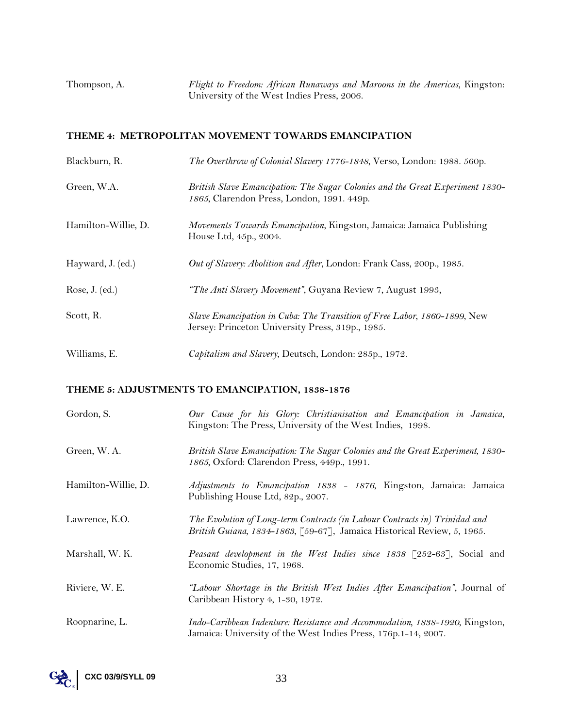Thompson, A. *Flight to Freedom: African Runaways and Maroons in the Americas*, Kingston: University of the West Indies Press, 2006.

**THEME 4: METROPOLITAN MOVEMENT TOWARDS EMANCIPATION**

Blackburn, R. *The Overthrow of Colonial Slavery 1776-1848*, Verso, London: 1988. 560p.

Green, W.A. *British Slave Emancipation: The Sugar Colonies and the Great Experiment 1830-1865*, Clarendon Press, London, 1991. 449p.

Hamilton-Willie, D. *Movements Towards Emancipation*, Kingston, Jamaica: Jamaica Publishing House Ltd, 45p., 2004.

Hayward, J. (ed.) *Out of Slavery: Abolition and After*, London: Frank Cass, 200p., 1985.

Rose, J. (ed.) *"The Anti Slavery Movement"*, Guyana Review 7, August 1993,

Scott, R. *Slave Emancipation in Cuba: The Transition of Free Labor, 1860-1899*, New Jersey: Princeton University Press, 319p., 1985.

Williams, E. *Capitalism and Slavery*, Deutsch, London: 285p., 1972.

**THEME 5: ADJUSTMENTS TO EMANCIPATION, 1838-1876**

Gordon, S. *Our Cause for his Glory: Christianisation and Emancipation in Jamaica*, Kingston: The Press, University of the West Indies, 1998.

Green, W. A. *British Slave Emancipation: The Sugar Colonies and the Great Experiment, 1830-1865*, Oxford: Clarendon Press, 449p., 1991.

Hamilton-Willie, D. *Adjustments to Emancipation 1838 - 1876*, Kingston, Jamaica: Jamaica Publishing House Ltd, 82p., 2007.

Lawrence, K.O. *The Evolution of Long-term Contracts (in Labour Contracts in) Trinidad and British Guiana, 1834-1863*, [59-67], Jamaica Historical Review, 5, 1965.

Marshall, W. K. *Peasant development in the West Indies since 1838* [252-63], Social and Economic Studies, 17, 1968.

Riviere, W. E. *"Labour Shortage in the British West Indies After Emancipation"*, Journal of Caribbean History 4, 1-30, 1972.

Roopnarine, L. *Indo-Caribbean Indenture: Resistance and Accommodation, 1838-1920*, Kingston, Jamaica: University of the West Indies Press, 176p.1-14, 2007.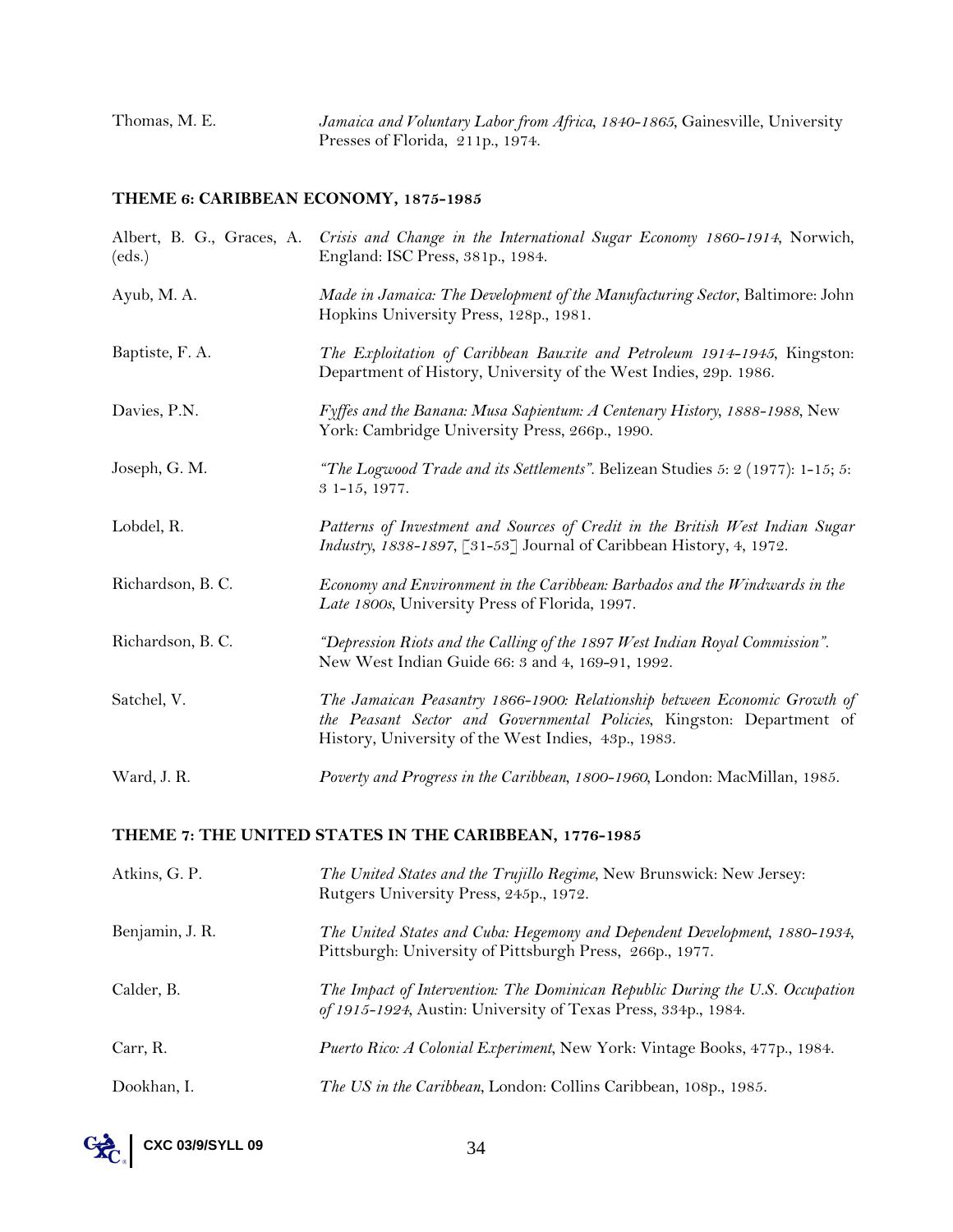Thomas, M. E. *Jamaica and Voluntary Labor from Africa, 1840-1865*, Gainesville, University Presses of Florida, 211p., 1974.

## THEME 6: CARIBBEAN ECONOMY, 1875-1985

Albert, B. G., Graces, A. (eds.) *Crisis and Change in the International Sugar Economy 1860-1914*, Norwich, England: ISC Press, 381p., 1984.

Ayub, M. A. *Made in Jamaica: The Development of the Manufacturing Sector*, Baltimore: John Hopkins University Press, 128p., 1981.

Baptiste, F. A. *The Exploitation of Caribbean Bauxite and Petroleum 1914-1945*, Kingston: Department of History, University of the West Indies, 29p. 1986.

Davies, P.N. *Fyffes and the Banana: Musa Sapientum: A Centenary History, 1888-1988*, New York: Cambridge University Press, 266p., 1990.

Joseph, G. M. *"The Logwood Trade and its Settlements"*. Belizean Studies 5: 2 (1977): 1-15; 5: 3 1-15, 1977.

Lobdel, R. *Patterns of Investment and Sources of Credit in the British West Indian Sugar Industry, 1838-1897*, [31-53] Journal of Caribbean History, 4, 1972.

Richardson, B. C. *Economy and Environment in the Caribbean: Barbados and the Windwards in the Late 1800s*, University Press of Florida, 1997.

Richardson, B. C. *"Depression Riots and the Calling of the 1897 West Indian Royal Commission"*. New West Indian Guide 66: 3 and 4, 169-91, 1992.

Satchel, V. *The Jamaican Peasantry 1866-1900: Relationship between Economic Growth of the Peasant Sector and Governmental Policies*, Kingston: Department of History, University of the West Indies, 43p., 1983.

Ward, J. R. *Poverty and Progress in the Caribbean, 1800-1960*, London: MacMillan, 1985.

## THEME 7: THE UNITED STATES IN THE CARIBBEAN, 1776-1985

Atkins, G. P. *The United States and the Trujillo Regime*, New Brunswick: New Jersey: Rutgers University Press, 245p., 1972.

Benjamin, J. R. *The United States and Cuba: Hegemony and Dependent Development, 1880-1934*, Pittsburgh: University of Pittsburgh Press, 266p., 1977.

Calder, B. *The Impact of Intervention: The Dominican Republic During the U.S. Occupation of 1915-1924*, Austin: University of Texas Press, 334p., 1984.

Carr, R. *Puerto Rico: A Colonial Experiment*, New York: Vintage Books, 477p., 1984.

Dookhan, I. *The US in the Caribbean*, London: Collins Caribbean, 108p., 1985.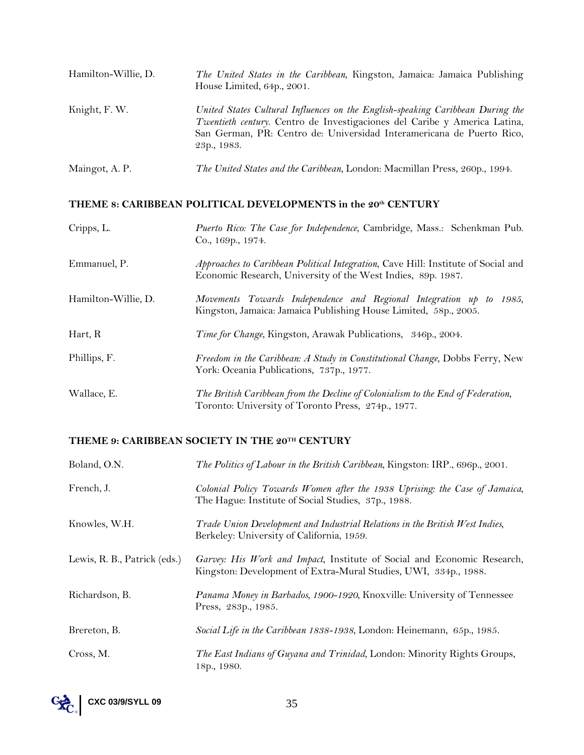Hamilton-Willie, D. *The United States in the Caribbean*, Kingston, Jamaica: Jamaica Publishing House Limited, 64p., 2001.

Knight, F. W. *United States Cultural Influences on the English-speaking Caribbean During the Twentieth century*. Centro de Investigaciones del Caribe y America Latina, San German, PR: Centro de: Universidad Interamericana de Puerto Rico, 23p., 1983.

Maingot, A. P. *The United States and the Caribbean*, London: Macmillan Press, 260p., 1994.

### THEME 8: CARIBBEAN POLITICAL DEVELOPMENTS in the 20th CENTURY

Cripps, L. *Puerto Rico: The Case for Independence*, Cambridge, Mass.: Schenkman Pub. Co., 169p., 1974.

Emmanuel, P. *Approaches to Caribbean Political Integration*, Cave Hill: Institute of Social and Economic Research, University of the West Indies, 89p. 1987.

Hamilton-Willie, D. *Movements Towards Independence and Regional Integration up to 1985*, Kingston, Jamaica: Jamaica Publishing House Limited, 58p., 2005.

Hart, R *Time for Change*, Kingston, Arawak Publications, 346p., 2004.

Phillips, F. *Freedom in the Caribbean: A Study in Constitutional Change*, Dobbs Ferry, New York: Oceania Publications, 737p., 1977.

Wallace, E. *The British Caribbean from the Decline of Colonialism to the End of Federation*, Toronto: University of Toronto Press, 274p., 1977.

### THEME 9: CARIBBEAN SOCIETY IN THE 20TH CENTURY

Boland, O.N. *The Politics of Labour in the British Caribbean*, Kingston: IRP., 696p., 2001.

French, J. *Colonial Policy Towards Women after the 1938 Uprising: the Case of Jamaica*, The Hague: Institute of Social Studies, 37p., 1988.

Knowles, W.H. *Trade Union Development and Industrial Relations in the British West Indies*, Berkeley: University of California, 1959.

Lewis, R. B., Patrick (eds.) *Garvey: His Work and Impact*, Institute of Social and Economic Research, Kingston: Development of Extra-Mural Studies, UWI, 334p., 1988.

Richardson, B. *Panama Money in Barbados, 1900-1920*, Knoxville: University of Tennessee Press, 283p., 1985.

Brereton, B. *Social Life in the Caribbean 1838-1938*, London: Heinemann, 65p., 1985.

Cross, M. *The East Indians of Guyana and Trinidad*, London: Minority Rights Groups, 18p., 1980.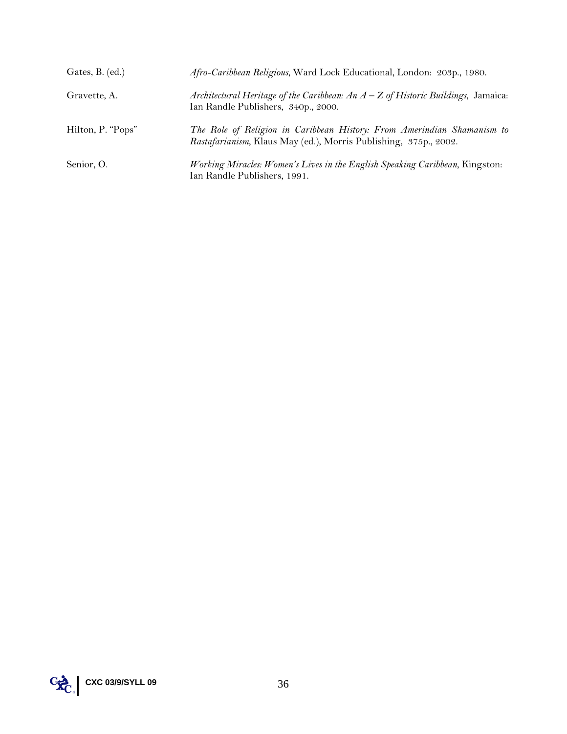Gates, B. (ed.) *Afro-Caribbean Religious*, Ward Lock Educational, London: 203p., 1980.

Gravette, A. *Architectural Heritage of the Caribbean: An A – Z of Historic Buildings*, Jamaica: Ian Randle Publishers, 340p., 2000.

Hilton, P. "Pops" *The Role of Religion in Caribbean History: From Amerindian Shamanism to Rastafarianism*, Klaus May (ed.), Morris Publishing, 375p., 2002.

Senior, O. *Working Miracles: Women's Lives in the English Speaking Caribbean*, Kingston: Ian Randle Publishers, 1991.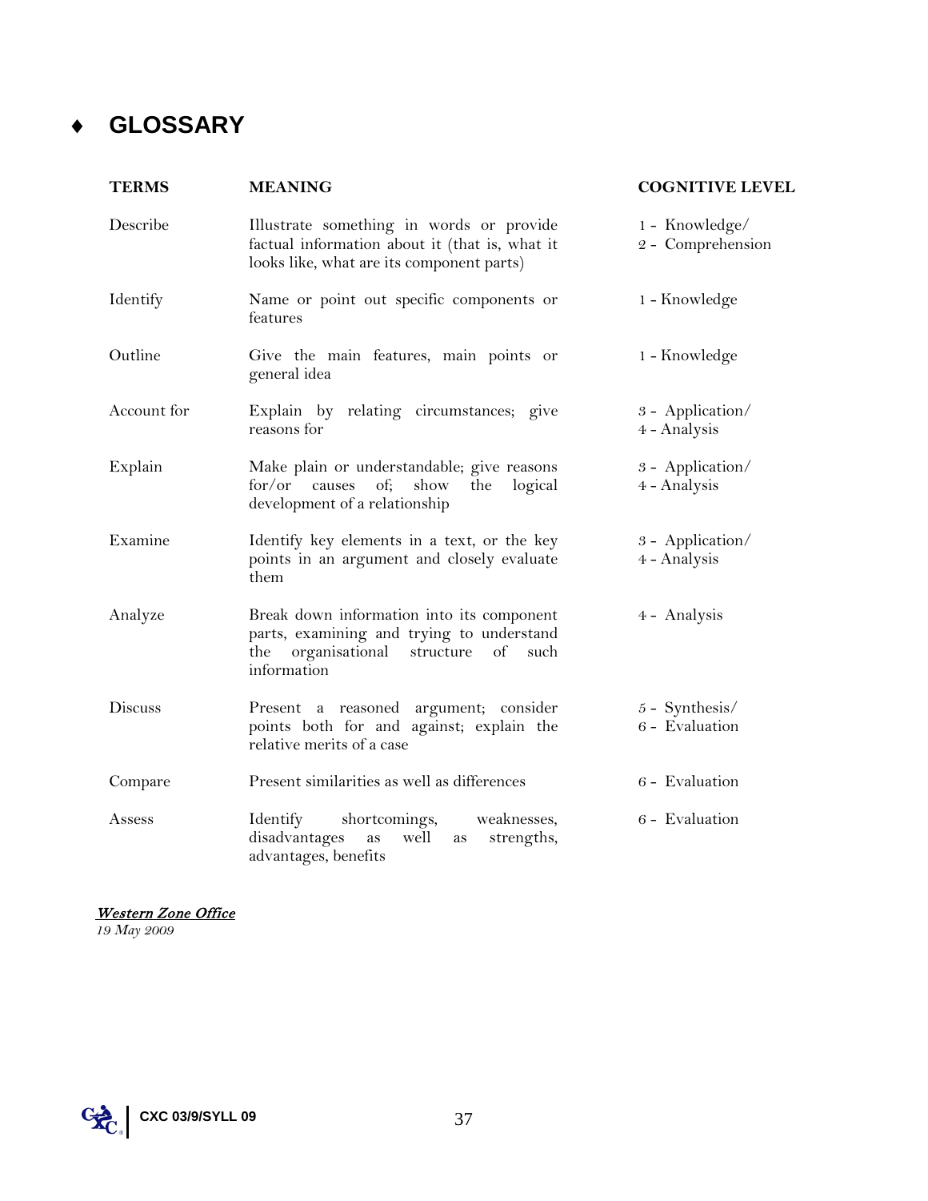## ♦ GLOSSARY

| TERMS | MEANING | COGNITIVE LEVEL |
|---|---|---|
| Describe | Illustrate something in words or provide factual information about it (that is, what it looks like, what are its component parts) | 1 - Knowledge/ 2 - Comprehension |
| Identify | Name or point out specific components or features | 1 - Knowledge |
| Outline | Give the main features, main points or general idea | 1 - Knowledge |
| Account for | Explain by relating circumstances; give reasons for | 3 - Application/ 4 - Analysis |
| Explain | Make plain or understandable; give reasons for/or causes of; show the logical development of a relationship | 3 - Application/ 4 - Analysis |
| Examine | Identify key elements in a text, or the key points in an argument and closely evaluate them | 3 - Application/ 4 - Analysis |
| Analyze | Break down information into its component parts, examining and trying to understand the organisational structure of such information | 4 - Analysis |
| Discuss | Present a reasoned argument; consider points both for and against; explain the relative merits of a case | 5 - Synthesis/ 6 - Evaluation |
| Compare | Present similarities as well as differences | 6 - Evaluation |
| Assess | Identify shortcomings, weaknesses, disadvantages as well as strengths, advantages, benefits | 6 - Evaluation |

***Western Zone Office***
*19 May 2009*